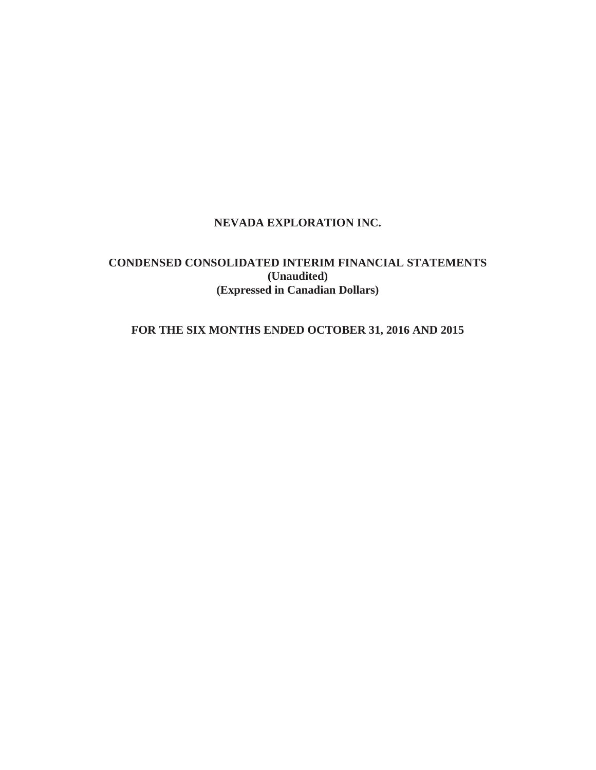# NEVADA EXPLORATION INC.

## CONDENSED CONSOLIDATED INTERIM FINANCIAL STATEMENTS

**(Unaudited)**

**(Expressed in Canadian Dollars)**

## FOR THE SIX MONTHS ENDED OCTOBER 31, 2016 AND 2015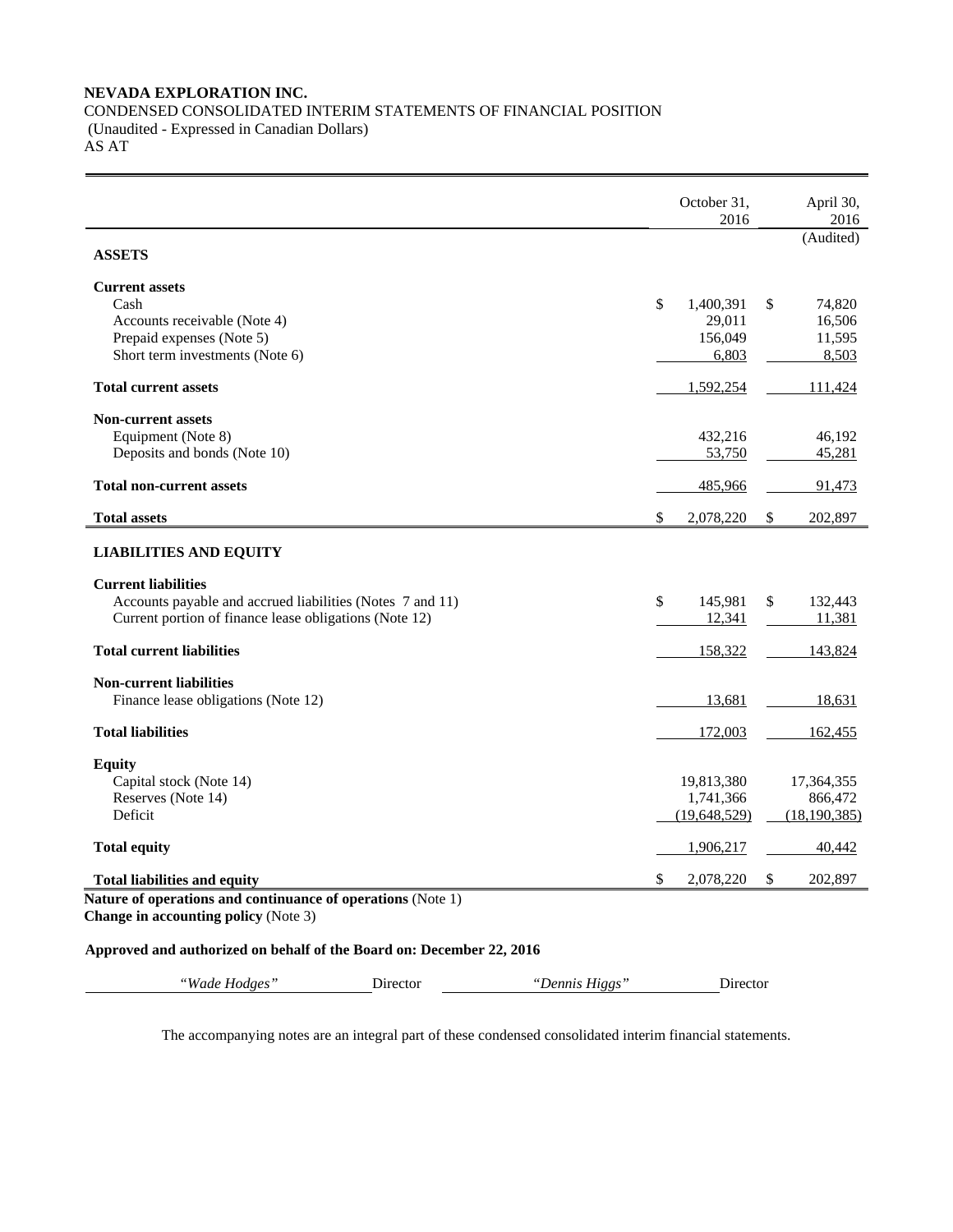**NEVADA EXPLORATION INC.**
CONDENSED CONSOLIDATED INTERIM STATEMENTS OF FINANCIAL POSITION
(Unaudited - Expressed in Canadian Dollars)
AS AT

| | October 31, 2016 | April 30, 2016 |
|---|---|---|
| | | (Audited) |
| **ASSETS** | | |
| **Current assets** | | |
| Cash | $ 1,400,391 | $ 74,820 |
| Accounts receivable (Note 4) | 29,011 | 16,506 |
| Prepaid expenses (Note 5) | 156,049 | 11,595 |
| Short term investments (Note 6) | 6,803 | 8,503 |
| **Total current assets** | 1,592,254 | 111,424 |
| **Non-current assets** | | |
| Equipment (Note 8) | 432,216 | 46,192 |
| Deposits and bonds (Note 10) | 53,750 | 45,281 |
| **Total non-current assets** | 485,966 | 91,473 |
| **Total assets** | $ 2,078,220 | $ 202,897 |
| **LIABILITIES AND EQUITY** | | |
| **Current liabilities** | | |
| Accounts payable and accrued liabilities (Notes 7 and 11) | $ 145,981 | $ 132,443 |
| Current portion of finance lease obligations (Note 12) | 12,341 | 11,381 |
| **Total current liabilities** | 158,322 | 143,824 |
| **Non-current liabilities** | | |
| Finance lease obligations (Note 12) | 13,681 | 18,631 |
| **Total liabilities** | 172,003 | 162,455 |
| **Equity** | | |
| Capital stock (Note 14) | 19,813,380 | 17,364,355 |
| Reserves (Note 14) | 1,741,366 | 866,472 |
| Deficit | (19,648,529) | (18,190,385) |
| **Total equity** | 1,906,217 | 40,442 |
| **Total liabilities and equity** | $ 2,078,220 | $ 202,897 |

**Nature of operations and continuance of operations** (Note 1)
**Change in accounting policy** (Note 3)

**Approved and authorized on behalf of the Board on: December 22, 2016**

*"Wade Hodges"* Director *"Dennis Higgs"* Director

The accompanying notes are an integral part of these condensed consolidated interim financial statements.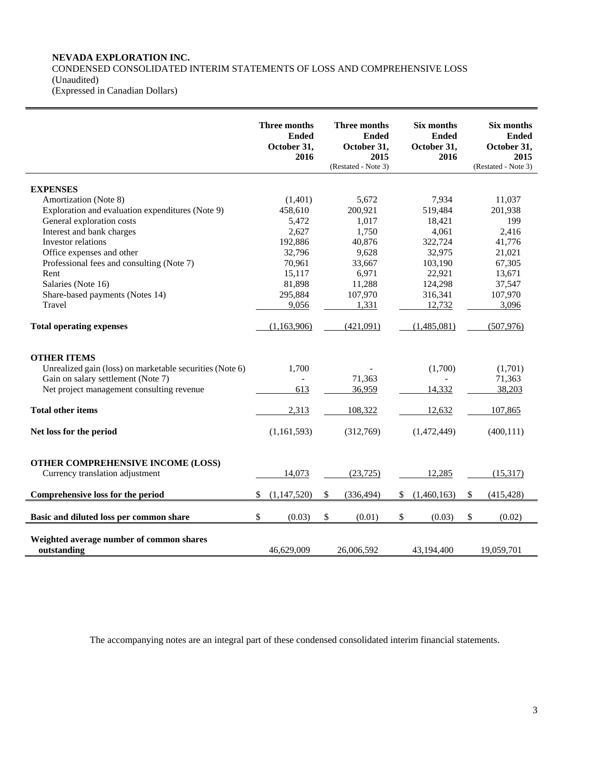**NEVADA EXPLORATION INC.**
CONDENSED CONSOLIDATED INTERIM STATEMENTS OF LOSS AND COMPREHENSIVE LOSS
(Unaudited)
(Expressed in Canadian Dollars)

| | Three months Ended October 31, 2016 | Three months Ended October 31, 2015 (Restated - Note 3) | Six months Ended October 31, 2016 | Six months Ended October 31, 2015 (Restated - Note 3) |
|---|---|---|---|---|
| **EXPENSES** | | | | |
| Amortization (Note 8) | (1,401) | 5,672 | 7,934 | 11,037 |
| Exploration and evaluation expenditures (Note 9) | 458,610 | 200,921 | 519,484 | 201,938 |
| General exploration costs | 5,472 | 1,017 | 18,421 | 199 |
| Interest and bank charges | 2,627 | 1,750 | 4,061 | 2,416 |
| Investor relations | 192,886 | 40,876 | 322,724 | 41,776 |
| Office expenses and other | 32,796 | 9,628 | 32,975 | 21,021 |
| Professional fees and consulting (Note 7) | 70,961 | 33,667 | 103,190 | 67,305 |
| Rent | 15,117 | 6,971 | 22,921 | 13,671 |
| Salaries (Note 16) | 81,898 | 11,288 | 124,298 | 37,547 |
| Share-based payments (Notes 14) | 295,884 | 107,970 | 316,341 | 107,970 |
| Travel | 9,056 | 1,331 | 12,732 | 3,096 |
| **Total operating expenses** | (1,163,906) | (421,091) | (1,485,081) | (507,976) |
| **OTHER ITEMS** | | | | |
| Unrealized gain (loss) on marketable securities (Note 6) | 1,700 | - | (1,700) | (1,701) |
| Gain on salary settlement (Note 7) | - | 71,363 | - | 71,363 |
| Net project management consulting revenue | 613 | 36,959 | 14,332 | 38,203 |
| **Total other items** | 2,313 | 108,322 | 12,632 | 107,865 |
| **Net loss for the period** | (1,161,593) | (312,769) | (1,472,449) | (400,111) |
| **OTHER COMPREHENSIVE INCOME (LOSS)** | | | | |
| Currency translation adjustment | 14,073 | (23,725) | 12,285 | (15,317) |
| **Comprehensive loss for the period** | $ (1,147,520) | $ (336,494) | $ (1,460,163) | $ (415,428) |
| **Basic and diluted loss per common share** | $ (0.03) | $ (0.01) | $ (0.03) | $ (0.02) |
| **Weighted average number of common shares outstanding** | 46,629,009 | 26,006,592 | 43,194,400 | 19,059,701 |

The accompanying notes are an integral part of these condensed consolidated interim financial statements.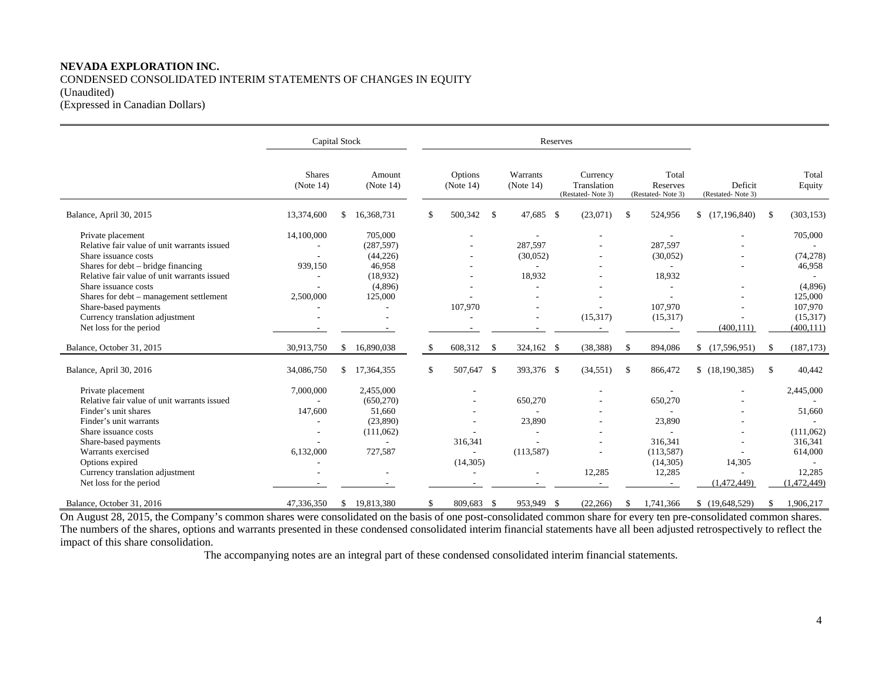**NEVADA EXPLORATION INC.**
CONDENSED CONSOLIDATED INTERIM STATEMENTS OF CHANGES IN EQUITY
(Unaudited)
(Expressed in Canadian Dollars)

| | Capital Stock | | Reserves | | | | | |
|---|---|---|---|---|---|---|---|---|
| | Shares (Note 14) | Amount (Note 14) | Options (Note 14) | Warrants (Note 14) | Currency Translation (Restated- Note 3) | Total Reserves (Restated- Note 3) | Deficit (Restated- Note 3) | Total Equity |
| Balance, April 30, 2015 | 13,374,600 | $ 16,368,731 | $ 500,342 | $ 47,685 | $ (23,071) | $ 524,956 | $ (17,196,840) | $ (303,153) |
| Private placement | 14,100,000 | 705,000 | - | - | - | - | - | 705,000 |
| Relative fair value of unit warrants issued | - | (287,597) | - | 287,597 | - | 287,597 | - | - |
| Share issuance costs | - | (44,226) | - | (30,052) | - | (30,052) | - | (74,278) |
| Shares for debt – bridge financing | 939,150 | 46,958 | - | - | - | - | - | 46,958 |
| Relative fair value of unit warrants issued | - | (18,932) | - | 18,932 | - | 18,932 | - | - |
| Share issuance costs | - | (4,896) | - | - | - | - | - | (4,896) |
| Shares for debt – management settlement | 2,500,000 | 125,000 | - | - | - | - | - | 125,000 |
| Share-based payments | - | - | 107,970 | - | - | 107,970 | - | 107,970 |
| Currency translation adjustment | - | - | - | - | (15,317) | (15,317) | - | (15,317) |
| Net loss for the period | - | - | - | - | - | - | (400,111) | (400,111) |
| Balance, October 31, 2015 | 30,913,750 | $ 16,890,038 | $ 608,312 | $ 324,162 | $ (38,388) | $ 894,086 | $ (17,596,951) | $ (187,173) |
| Balance, April 30, 2016 | 34,086,750 | $ 17,364,355 | $ 507,647 | $ 393,376 | $ (34,551) | $ 866,472 | $ (18,190,385) | $ 40,442 |
| Private placement | 7,000,000 | 2,455,000 | - | | - | - | - | 2,445,000 |
| Relative fair value of unit warrants issued | - | (650,270) | - | 650,270 | - | 650,270 | - | - |
| Finder's unit shares | 147,600 | 51,660 | - | - | - | - | - | 51,660 |
| Finder's unit warrants | - | (23,890) | - | 23,890 | - | 23,890 | - | - |
| Share issuance costs | - | (111,062) | - | - | - | - | - | (111,062) |
| Share-based payments | - | - | 316,341 | - | - | 316,341 | - | 316,341 |
| Warrants exercised | 6,132,000 | 727,587 | - | (113,587) | - | (113,587) | - | 614,000 |
| Options expired | - | | (14,305) | | | (14,305) | 14,305 | - |
| Currency translation adjustment | - | - | - | - | 12,285 | 12,285 | - | 12,285 |
| Net loss for the period | - | - | - | - | - | - | (1,472,449) | (1,472,449) |
| Balance, October 31, 2016 | 47,336,350 | $ 19,813,380 | $ 809,683 | $ 953,949 | $ (22,266) | $ 1,741,366 | $ (19,648,529) | $ 1,906,217 |

On August 28, 2015, the Company's common shares were consolidated on the basis of one post-consolidated common share for every ten pre-consolidated common shares. The numbers of the shares, options and warrants presented in these condensed consolidated interim financial statements have all been adjusted retrospectively to reflect the impact of this share consolidation.

The accompanying notes are an integral part of these condensed consolidated interim financial statements.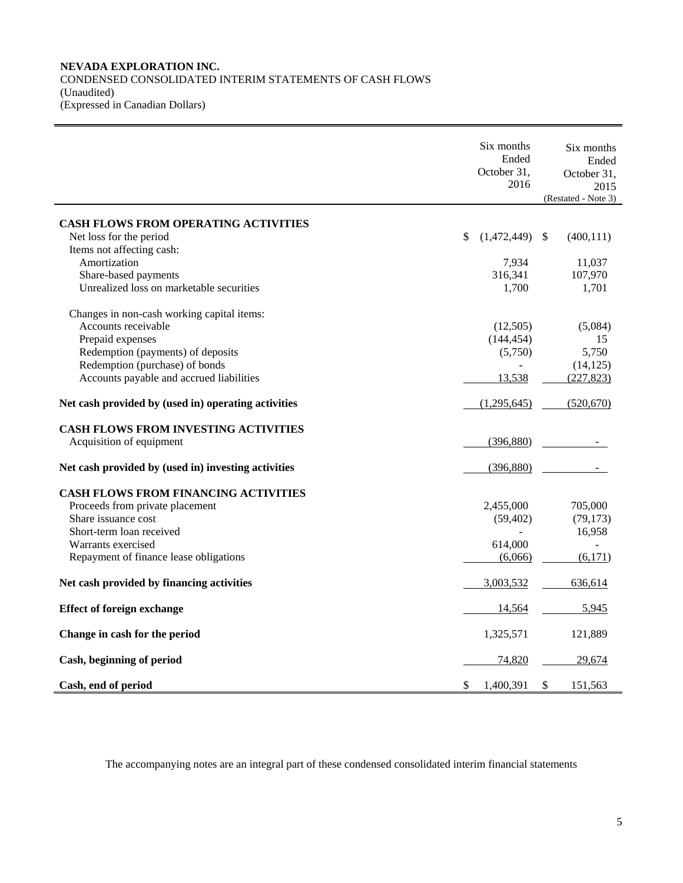**NEVADA EXPLORATION INC.**
CONDENSED CONSOLIDATED INTERIM STATEMENTS OF CASH FLOWS
(Unaudited)
(Expressed in Canadian Dollars)

| | Six months Ended October 31, 2016 | Six months Ended October 31, 2015 (Restated - Note 3) |
|---|---|---|
| **CASH FLOWS FROM OPERATING ACTIVITIES** | | |
| Net loss for the period | $ (1,472,449) | $ (400,111) |
| Items not affecting cash: | | |
| Amortization | 7,934 | 11,037 |
| Share-based payments | 316,341 | 107,970 |
| Unrealized loss on marketable securities | 1,700 | 1,701 |
| Changes in non-cash working capital items: | | |
| Accounts receivable | (12,505) | (5,084) |
| Prepaid expenses | (144,454) | 15 |
| Redemption (payments) of deposits | (5,750) | 5,750 |
| Redemption (purchase) of bonds | - | (14,125) |
| Accounts payable and accrued liabilities | 13,538 | (227,823) |
| **Net cash provided by (used in) operating activities** | (1,295,645) | (520,670) |
| **CASH FLOWS FROM INVESTING ACTIVITIES** | | |
| Acquisition of equipment | (396,880) | - |
| **Net cash provided by (used in) investing activities** | (396,880) | - |
| **CASH FLOWS FROM FINANCING ACTIVITIES** | | |
| Proceeds from private placement | 2,455,000 | 705,000 |
| Share issuance cost | (59,402) | (79,173) |
| Short-term loan received | - | 16,958 |
| Warrants exercised | 614,000 | - |
| Repayment of finance lease obligations | (6,066) | (6,171) |
| **Net cash provided by financing activities** | 3,003,532 | 636,614 |
| **Effect of foreign exchange** | 14,564 | 5,945 |
| **Change in cash for the period** | 1,325,571 | 121,889 |
| **Cash, beginning of period** | 74,820 | 29,674 |
| **Cash, end of period** | $ 1,400,391 | $ 151,563 |

The accompanying notes are an integral part of these condensed consolidated interim financial statements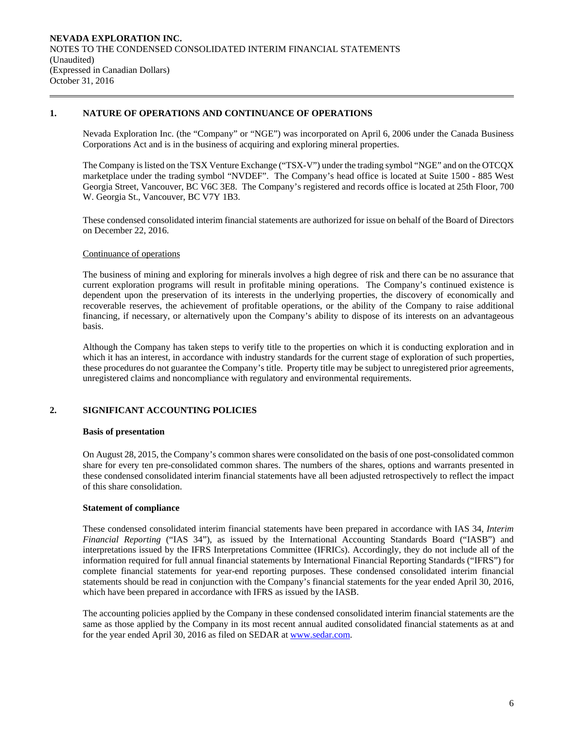## 1. NATURE OF OPERATIONS AND CONTINUANCE OF OPERATIONS

Nevada Exploration Inc. (the "Company" or "NGE") was incorporated on April 6, 2006 under the Canada Business Corporations Act and is in the business of acquiring and exploring mineral properties.

The Company is listed on the TSX Venture Exchange ("TSX-V") under the trading symbol "NGE" and on the OTCQX marketplace under the trading symbol "NVDEF". The Company's head office is located at Suite 1500 - 885 West Georgia Street, Vancouver, BC V6C 3E8. The Company's registered and records office is located at 25th Floor, 700 W. Georgia St., Vancouver, BC V7Y 1B3.

These condensed consolidated interim financial statements are authorized for issue on behalf of the Board of Directors on December 22, 2016.

Continuance of operations

The business of mining and exploring for minerals involves a high degree of risk and there can be no assurance that current exploration programs will result in profitable mining operations. The Company's continued existence is dependent upon the preservation of its interests in the underlying properties, the discovery of economically and recoverable reserves, the achievement of profitable operations, or the ability of the Company to raise additional financing, if necessary, or alternatively upon the Company's ability to dispose of its interests on an advantageous basis.

Although the Company has taken steps to verify title to the properties on which it is conducting exploration and in which it has an interest, in accordance with industry standards for the current stage of exploration of such properties, these procedures do not guarantee the Company's title. Property title may be subject to unregistered prior agreements, unregistered claims and noncompliance with regulatory and environmental requirements.

## 2. SIGNIFICANT ACCOUNTING POLICIES

### Basis of presentation

On August 28, 2015, the Company's common shares were consolidated on the basis of one post-consolidated common share for every ten pre-consolidated common shares. The numbers of the shares, options and warrants presented in these condensed consolidated interim financial statements have all been adjusted retrospectively to reflect the impact of this share consolidation.

### Statement of compliance

These condensed consolidated interim financial statements have been prepared in accordance with IAS 34, *Interim Financial Reporting* ("IAS 34"), as issued by the International Accounting Standards Board ("IASB") and interpretations issued by the IFRS Interpretations Committee (IFRICs). Accordingly, they do not include all of the information required for full annual financial statements by International Financial Reporting Standards ("IFRS") for complete financial statements for year-end reporting purposes. These condensed consolidated interim financial statements should be read in conjunction with the Company's financial statements for the year ended April 30, 2016, which have been prepared in accordance with IFRS as issued by the IASB.

The accounting policies applied by the Company in these condensed consolidated interim financial statements are the same as those applied by the Company in its most recent annual audited consolidated financial statements as at and for the year ended April 30, 2016 as filed on SEDAR at www.sedar.com.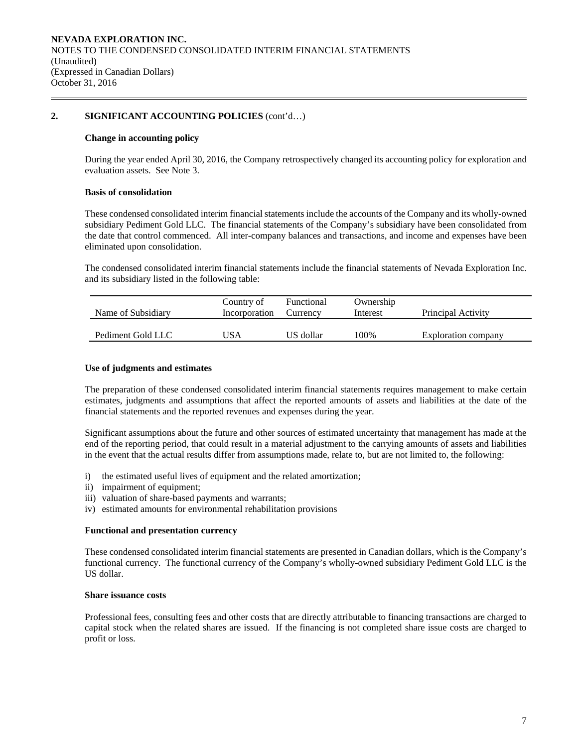## 2. SIGNIFICANT ACCOUNTING POLICIES (cont'd…)

**Change in accounting policy**

During the year ended April 30, 2016, the Company retrospectively changed its accounting policy for exploration and evaluation assets. See Note 3.

**Basis of consolidation**

These condensed consolidated interim financial statements include the accounts of the Company and its wholly-owned subsidiary Pediment Gold LLC. The financial statements of the Company's subsidiary have been consolidated from the date that control commenced. All inter-company balances and transactions, and income and expenses have been eliminated upon consolidation.

The condensed consolidated interim financial statements include the financial statements of Nevada Exploration Inc. and its subsidiary listed in the following table:

| Name of Subsidiary | Country of Incorporation | Functional Currency | Ownership Interest | Principal Activity |
|---|---|---|---|---|
| Pediment Gold LLC | USA | US dollar | 100% | Exploration company |

**Use of judgments and estimates**

The preparation of these condensed consolidated interim financial statements requires management to make certain estimates, judgments and assumptions that affect the reported amounts of assets and liabilities at the date of the financial statements and the reported revenues and expenses during the year.

Significant assumptions about the future and other sources of estimated uncertainty that management has made at the end of the reporting period, that could result in a material adjustment to the carrying amounts of assets and liabilities in the event that the actual results differ from assumptions made, relate to, but are not limited to, the following:

i) the estimated useful lives of equipment and the related amortization;
ii) impairment of equipment;
iii) valuation of share-based payments and warrants;
iv) estimated amounts for environmental rehabilitation provisions

**Functional and presentation currency**

These condensed consolidated interim financial statements are presented in Canadian dollars, which is the Company's functional currency. The functional currency of the Company's wholly-owned subsidiary Pediment Gold LLC is the US dollar.

**Share issuance costs**

Professional fees, consulting fees and other costs that are directly attributable to financing transactions are charged to capital stock when the related shares are issued. If the financing is not completed share issue costs are charged to profit or loss.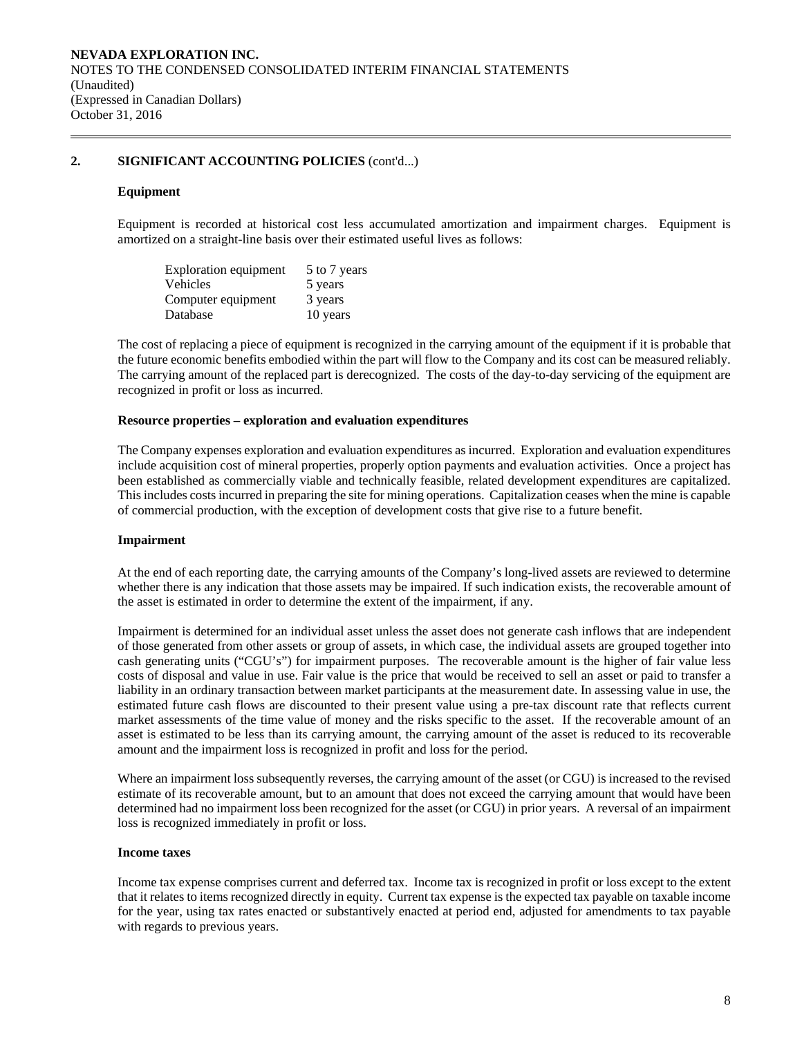## 2. SIGNIFICANT ACCOUNTING POLICIES (cont'd...)

### Equipment

Equipment is recorded at historical cost less accumulated amortization and impairment charges. Equipment is amortized on a straight-line basis over their estimated useful lives as follows:

| | |
|---|---|
| Exploration equipment | 5 to 7 years |
| Vehicles | 5 years |
| Computer equipment | 3 years |
| Database | 10 years |

The cost of replacing a piece of equipment is recognized in the carrying amount of the equipment if it is probable that the future economic benefits embodied within the part will flow to the Company and its cost can be measured reliably. The carrying amount of the replaced part is derecognized. The costs of the day-to-day servicing of the equipment are recognized in profit or loss as incurred.

### Resource properties – exploration and evaluation expenditures

The Company expenses exploration and evaluation expenditures as incurred. Exploration and evaluation expenditures include acquisition cost of mineral properties, properly option payments and evaluation activities. Once a project has been established as commercially viable and technically feasible, related development expenditures are capitalized. This includes costs incurred in preparing the site for mining operations. Capitalization ceases when the mine is capable of commercial production, with the exception of development costs that give rise to a future benefit.

### Impairment

At the end of each reporting date, the carrying amounts of the Company's long-lived assets are reviewed to determine whether there is any indication that those assets may be impaired. If such indication exists, the recoverable amount of the asset is estimated in order to determine the extent of the impairment, if any.

Impairment is determined for an individual asset unless the asset does not generate cash inflows that are independent of those generated from other assets or group of assets, in which case, the individual assets are grouped together into cash generating units ("CGU's") for impairment purposes. The recoverable amount is the higher of fair value less costs of disposal and value in use. Fair value is the price that would be received to sell an asset or paid to transfer a liability in an ordinary transaction between market participants at the measurement date. In assessing value in use, the estimated future cash flows are discounted to their present value using a pre-tax discount rate that reflects current market assessments of the time value of money and the risks specific to the asset. If the recoverable amount of an asset is estimated to be less than its carrying amount, the carrying amount of the asset is reduced to its recoverable amount and the impairment loss is recognized in profit and loss for the period.

Where an impairment loss subsequently reverses, the carrying amount of the asset (or CGU) is increased to the revised estimate of its recoverable amount, but to an amount that does not exceed the carrying amount that would have been determined had no impairment loss been recognized for the asset (or CGU) in prior years. A reversal of an impairment loss is recognized immediately in profit or loss.

### Income taxes

Income tax expense comprises current and deferred tax. Income tax is recognized in profit or loss except to the extent that it relates to items recognized directly in equity. Current tax expense is the expected tax payable on taxable income for the year, using tax rates enacted or substantively enacted at period end, adjusted for amendments to tax payable with regards to previous years.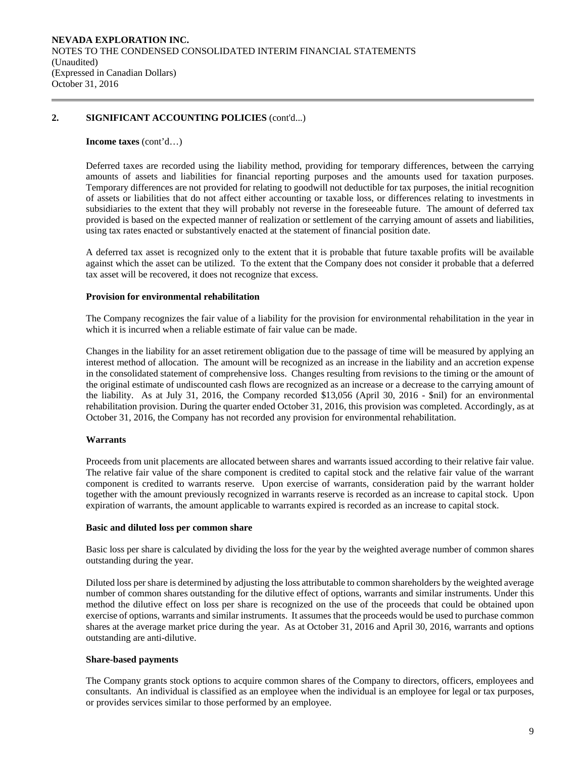## 2. SIGNIFICANT ACCOUNTING POLICIES (cont'd...)

**Income taxes** (cont'd…)

Deferred taxes are recorded using the liability method, providing for temporary differences, between the carrying amounts of assets and liabilities for financial reporting purposes and the amounts used for taxation purposes. Temporary differences are not provided for relating to goodwill not deductible for tax purposes, the initial recognition of assets or liabilities that do not affect either accounting or taxable loss, or differences relating to investments in subsidiaries to the extent that they will probably not reverse in the foreseeable future. The amount of deferred tax provided is based on the expected manner of realization or settlement of the carrying amount of assets and liabilities, using tax rates enacted or substantively enacted at the statement of financial position date.

A deferred tax asset is recognized only to the extent that it is probable that future taxable profits will be available against which the asset can be utilized. To the extent that the Company does not consider it probable that a deferred tax asset will be recovered, it does not recognize that excess.

**Provision for environmental rehabilitation**

The Company recognizes the fair value of a liability for the provision for environmental rehabilitation in the year in which it is incurred when a reliable estimate of fair value can be made.

Changes in the liability for an asset retirement obligation due to the passage of time will be measured by applying an interest method of allocation. The amount will be recognized as an increase in the liability and an accretion expense in the consolidated statement of comprehensive loss. Changes resulting from revisions to the timing or the amount of the original estimate of undiscounted cash flows are recognized as an increase or a decrease to the carrying amount of the liability. As at July 31, 2016, the Company recorded $13,056 (April 30, 2016 - $nil) for an environmental rehabilitation provision. During the quarter ended October 31, 2016, this provision was completed. Accordingly, as at October 31, 2016, the Company has not recorded any provision for environmental rehabilitation.

**Warrants**

Proceeds from unit placements are allocated between shares and warrants issued according to their relative fair value. The relative fair value of the share component is credited to capital stock and the relative fair value of the warrant component is credited to warrants reserve. Upon exercise of warrants, consideration paid by the warrant holder together with the amount previously recognized in warrants reserve is recorded as an increase to capital stock. Upon expiration of warrants, the amount applicable to warrants expired is recorded as an increase to capital stock.

**Basic and diluted loss per common share**

Basic loss per share is calculated by dividing the loss for the year by the weighted average number of common shares outstanding during the year.

Diluted loss per share is determined by adjusting the loss attributable to common shareholders by the weighted average number of common shares outstanding for the dilutive effect of options, warrants and similar instruments. Under this method the dilutive effect on loss per share is recognized on the use of the proceeds that could be obtained upon exercise of options, warrants and similar instruments. It assumes that the proceeds would be used to purchase common shares at the average market price during the year. As at October 31, 2016 and April 30, 2016, warrants and options outstanding are anti-dilutive.

**Share-based payments**

The Company grants stock options to acquire common shares of the Company to directors, officers, employees and consultants. An individual is classified as an employee when the individual is an employee for legal or tax purposes, or provides services similar to those performed by an employee.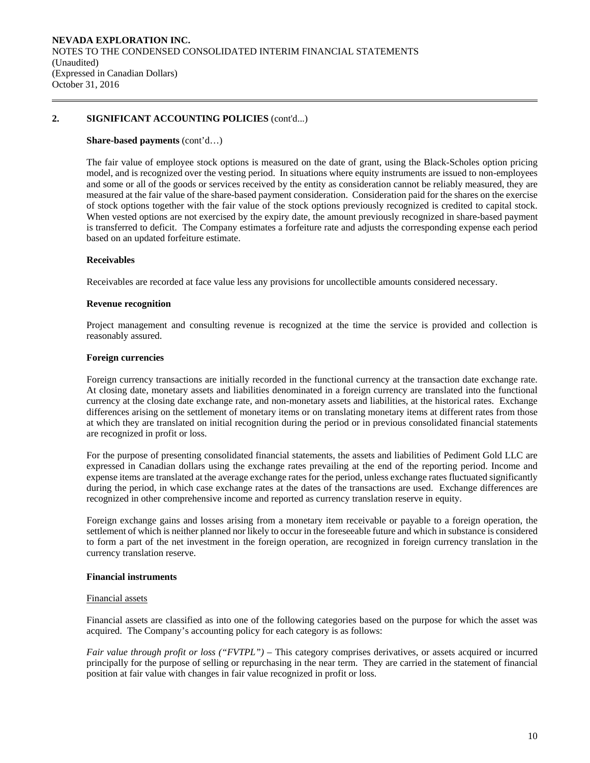## 2. SIGNIFICANT ACCOUNTING POLICIES (cont'd...)

**Share-based payments** (cont'd…)

The fair value of employee stock options is measured on the date of grant, using the Black-Scholes option pricing model, and is recognized over the vesting period. In situations where equity instruments are issued to non-employees and some or all of the goods or services received by the entity as consideration cannot be reliably measured, they are measured at the fair value of the share-based payment consideration. Consideration paid for the shares on the exercise of stock options together with the fair value of the stock options previously recognized is credited to capital stock. When vested options are not exercised by the expiry date, the amount previously recognized in share-based payment is transferred to deficit. The Company estimates a forfeiture rate and adjusts the corresponding expense each period based on an updated forfeiture estimate.

**Receivables**

Receivables are recorded at face value less any provisions for uncollectible amounts considered necessary.

**Revenue recognition**

Project management and consulting revenue is recognized at the time the service is provided and collection is reasonably assured.

**Foreign currencies**

Foreign currency transactions are initially recorded in the functional currency at the transaction date exchange rate. At closing date, monetary assets and liabilities denominated in a foreign currency are translated into the functional currency at the closing date exchange rate, and non-monetary assets and liabilities, at the historical rates. Exchange differences arising on the settlement of monetary items or on translating monetary items at different rates from those at which they are translated on initial recognition during the period or in previous consolidated financial statements are recognized in profit or loss.

For the purpose of presenting consolidated financial statements, the assets and liabilities of Pediment Gold LLC are expressed in Canadian dollars using the exchange rates prevailing at the end of the reporting period. Income and expense items are translated at the average exchange rates for the period, unless exchange rates fluctuated significantly during the period, in which case exchange rates at the dates of the transactions are used. Exchange differences are recognized in other comprehensive income and reported as currency translation reserve in equity.

Foreign exchange gains and losses arising from a monetary item receivable or payable to a foreign operation, the settlement of which is neither planned nor likely to occur in the foreseeable future and which in substance is considered to form a part of the net investment in the foreign operation, are recognized in foreign currency translation in the currency translation reserve.

**Financial instruments**

Financial assets

Financial assets are classified as into one of the following categories based on the purpose for which the asset was acquired. The Company's accounting policy for each category is as follows:

*Fair value through profit or loss ("FVTPL")* – This category comprises derivatives, or assets acquired or incurred principally for the purpose of selling or repurchasing in the near term. They are carried in the statement of financial position at fair value with changes in fair value recognized in profit or loss.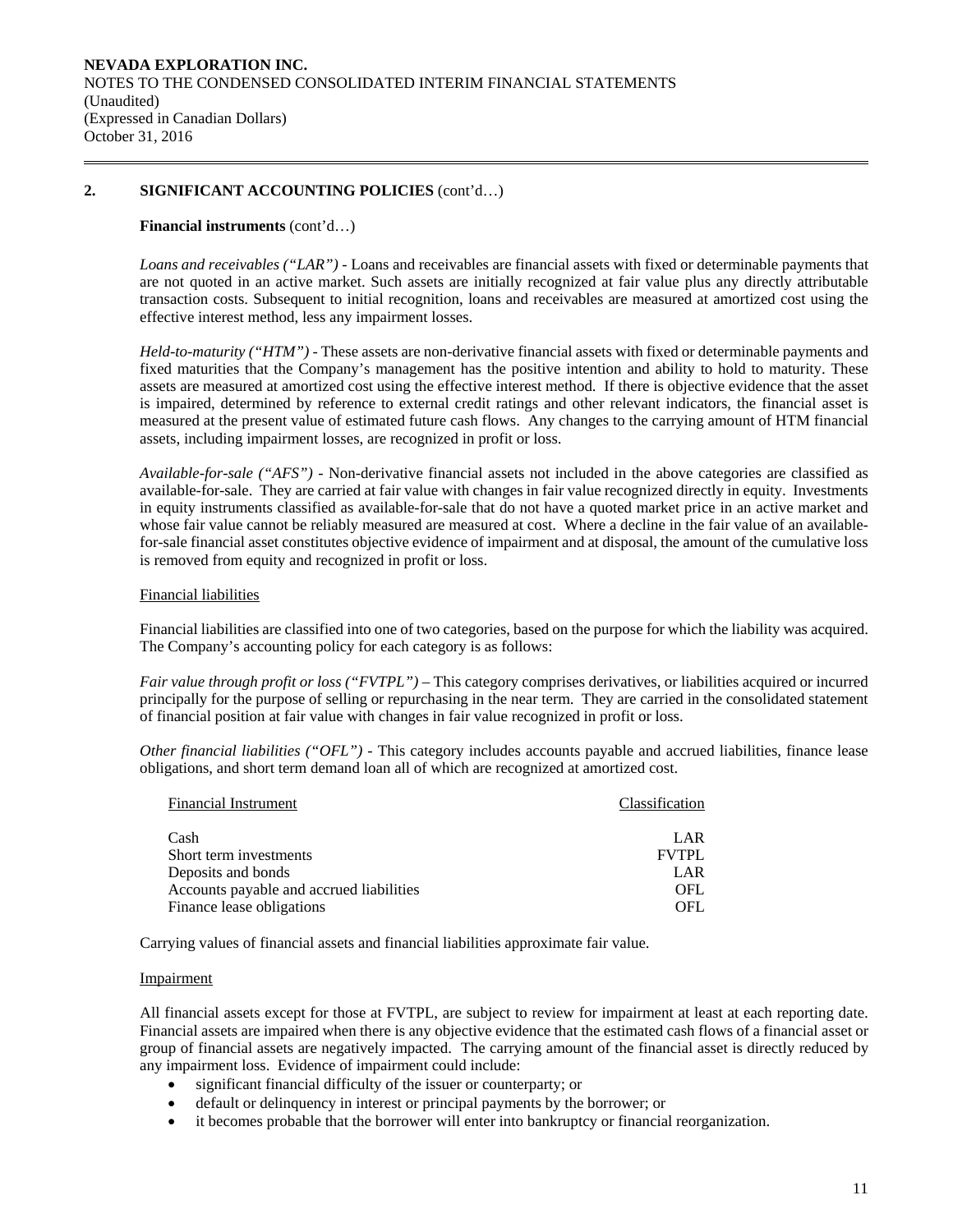## 2. SIGNIFICANT ACCOUNTING POLICIES (cont'd…)

**Financial instruments** (cont'd…)

*Loans and receivables ("LAR")* - Loans and receivables are financial assets with fixed or determinable payments that are not quoted in an active market. Such assets are initially recognized at fair value plus any directly attributable transaction costs. Subsequent to initial recognition, loans and receivables are measured at amortized cost using the effective interest method, less any impairment losses.

*Held-to-maturity ("HTM")* - These assets are non-derivative financial assets with fixed or determinable payments and fixed maturities that the Company's management has the positive intention and ability to hold to maturity. These assets are measured at amortized cost using the effective interest method. If there is objective evidence that the asset is impaired, determined by reference to external credit ratings and other relevant indicators, the financial asset is measured at the present value of estimated future cash flows. Any changes to the carrying amount of HTM financial assets, including impairment losses, are recognized in profit or loss.

*Available-for-sale ("AFS")* - Non-derivative financial assets not included in the above categories are classified as available-for-sale. They are carried at fair value with changes in fair value recognized directly in equity. Investments in equity instruments classified as available-for-sale that do not have a quoted market price in an active market and whose fair value cannot be reliably measured are measured at cost. Where a decline in the fair value of an available-for-sale financial asset constitutes objective evidence of impairment and at disposal, the amount of the cumulative loss is removed from equity and recognized in profit or loss.

Financial liabilities

Financial liabilities are classified into one of two categories, based on the purpose for which the liability was acquired. The Company's accounting policy for each category is as follows:

*Fair value through profit or loss ("FVTPL")* – This category comprises derivatives, or liabilities acquired or incurred principally for the purpose of selling or repurchasing in the near term. They are carried in the consolidated statement of financial position at fair value with changes in fair value recognized in profit or loss.

*Other financial liabilities ("OFL")* - This category includes accounts payable and accrued liabilities, finance lease obligations, and short term demand loan all of which are recognized at amortized cost.

| Financial Instrument | Classification |
|---|---|
| Cash | LAR |
| Short term investments | FVTPL |
| Deposits and bonds | LAR |
| Accounts payable and accrued liabilities | OFL |
| Finance lease obligations | OFL |

Carrying values of financial assets and financial liabilities approximate fair value.

Impairment

All financial assets except for those at FVTPL, are subject to review for impairment at least at each reporting date. Financial assets are impaired when there is any objective evidence that the estimated cash flows of a financial asset or group of financial assets are negatively impacted. The carrying amount of the financial asset is directly reduced by any impairment loss. Evidence of impairment could include:

- significant financial difficulty of the issuer or counterparty; or
- default or delinquency in interest or principal payments by the borrower; or
- it becomes probable that the borrower will enter into bankruptcy or financial reorganization.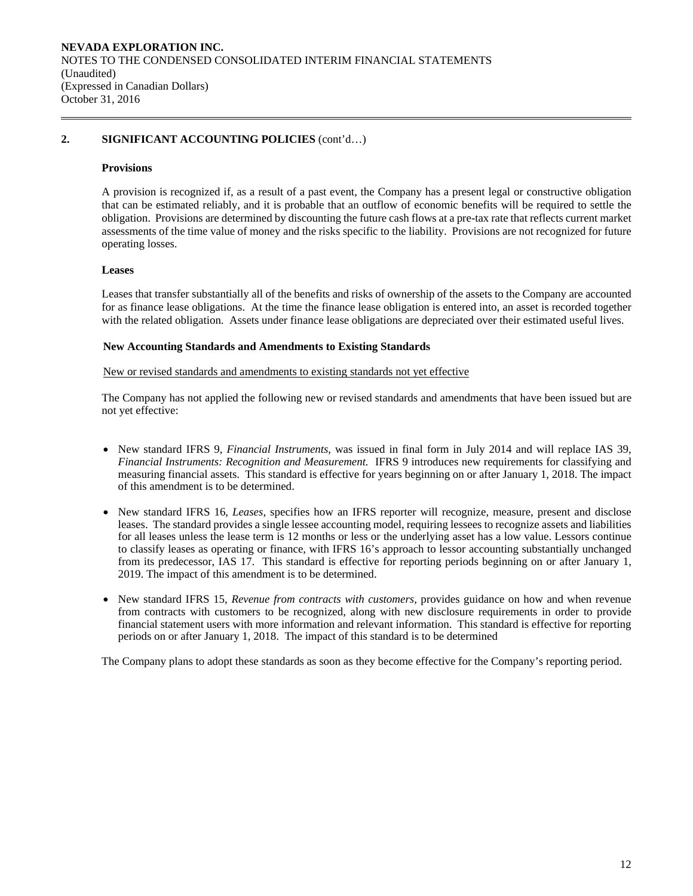## 2. SIGNIFICANT ACCOUNTING POLICIES (cont'd…)

### Provisions

A provision is recognized if, as a result of a past event, the Company has a present legal or constructive obligation that can be estimated reliably, and it is probable that an outflow of economic benefits will be required to settle the obligation. Provisions are determined by discounting the future cash flows at a pre-tax rate that reflects current market assessments of the time value of money and the risks specific to the liability. Provisions are not recognized for future operating losses.

### Leases

Leases that transfer substantially all of the benefits and risks of ownership of the assets to the Company are accounted for as finance lease obligations. At the time the finance lease obligation is entered into, an asset is recorded together with the related obligation. Assets under finance lease obligations are depreciated over their estimated useful lives.

### New Accounting Standards and Amendments to Existing Standards

New or revised standards and amendments to existing standards not yet effective

The Company has not applied the following new or revised standards and amendments that have been issued but are not yet effective:

- New standard IFRS 9, *Financial Instruments*, was issued in final form in July 2014 and will replace IAS 39, *Financial Instruments: Recognition and Measurement.* IFRS 9 introduces new requirements for classifying and measuring financial assets. This standard is effective for years beginning on or after January 1, 2018. The impact of this amendment is to be determined.

- New standard IFRS 16, *Leases*, specifies how an IFRS reporter will recognize, measure, present and disclose leases. The standard provides a single lessee accounting model, requiring lessees to recognize assets and liabilities for all leases unless the lease term is 12 months or less or the underlying asset has a low value. Lessors continue to classify leases as operating or finance, with IFRS 16's approach to lessor accounting substantially unchanged from its predecessor, IAS 17. This standard is effective for reporting periods beginning on or after January 1, 2019. The impact of this amendment is to be determined.

- New standard IFRS 15, *Revenue from contracts with customers*, provides guidance on how and when revenue from contracts with customers to be recognized, along with new disclosure requirements in order to provide financial statement users with more information and relevant information. This standard is effective for reporting periods on or after January 1, 2018. The impact of this standard is to be determined

The Company plans to adopt these standards as soon as they become effective for the Company's reporting period.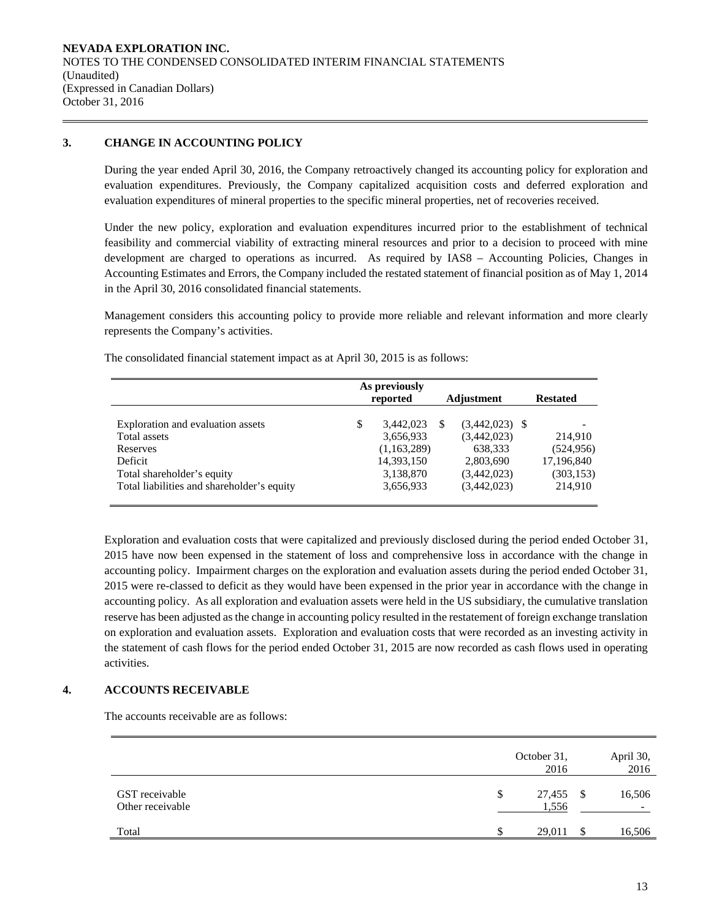**NEVADA EXPLORATION INC.**
NOTES TO THE CONDENSED CONSOLIDATED INTERIM FINANCIAL STATEMENTS
(Unaudited)
(Expressed in Canadian Dollars)
October 31, 2016

## 3. CHANGE IN ACCOUNTING POLICY

During the year ended April 30, 2016, the Company retroactively changed its accounting policy for exploration and evaluation expenditures. Previously, the Company capitalized acquisition costs and deferred exploration and evaluation expenditures of mineral properties to the specific mineral properties, net of recoveries received.

Under the new policy, exploration and evaluation expenditures incurred prior to the establishment of technical feasibility and commercial viability of extracting mineral resources and prior to a decision to proceed with mine development are charged to operations as incurred. As required by IAS8 – Accounting Policies, Changes in Accounting Estimates and Errors, the Company included the restated statement of financial position as of May 1, 2014 in the April 30, 2016 consolidated financial statements.

Management considers this accounting policy to provide more reliable and relevant information and more clearly represents the Company's activities.

The consolidated financial statement impact as at April 30, 2015 is as follows:

| | As previously reported | Adjustment | Restated |
|---|---|---|---|
| Exploration and evaluation assets | $ 3,442,023 | $ (3,442,023) | $ - |
| Total assets | 3,656,933 | (3,442,023) | 214,910 |
| Reserves | (1,163,289) | 638,333 | (524,956) |
| Deficit | 14,393,150 | 2,803,690 | 17,196,840 |
| Total shareholder's equity | 3,138,870 | (3,442,023) | (303,153) |
| Total liabilities and shareholder's equity | 3,656,933 | (3,442,023) | 214,910 |

Exploration and evaluation costs that were capitalized and previously disclosed during the period ended October 31, 2015 have now been expensed in the statement of loss and comprehensive loss in accordance with the change in accounting policy. Impairment charges on the exploration and evaluation assets during the period ended October 31, 2015 were re-classed to deficit as they would have been expensed in the prior year in accordance with the change in accounting policy. As all exploration and evaluation assets were held in the US subsidiary, the cumulative translation reserve has been adjusted as the change in accounting policy resulted in the restatement of foreign exchange translation on exploration and evaluation assets. Exploration and evaluation costs that were recorded as an investing activity in the statement of cash flows for the period ended October 31, 2015 are now recorded as cash flows used in operating activities.

## 4. ACCOUNTS RECEIVABLE

The accounts receivable are as follows:

| | October 31, 2016 | April 30, 2016 |
|---|---|---|
| GST receivable | $ 27,455 | $ 16,506 |
| Other receivable | 1,556 | - |
| Total | $ 29,011 | $ 16,506 |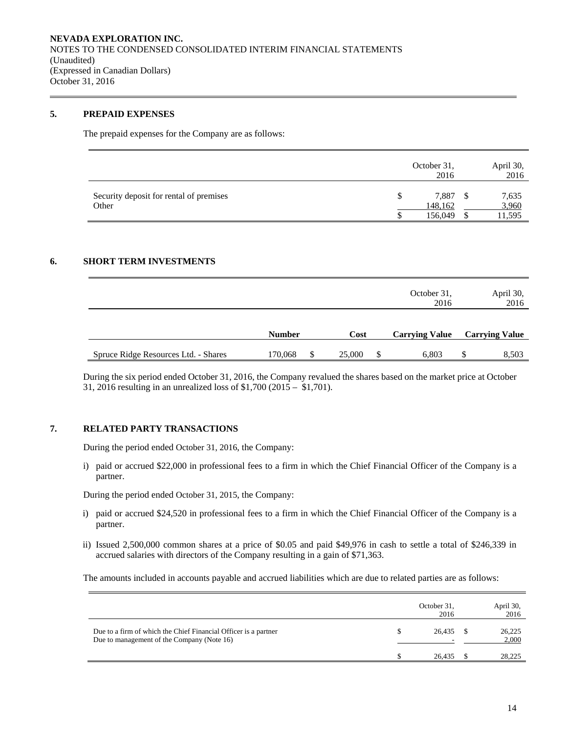**NEVADA EXPLORATION INC.**
NOTES TO THE CONDENSED CONSOLIDATED INTERIM FINANCIAL STATEMENTS
(Unaudited)
(Expressed in Canadian Dollars)
October 31, 2016

## 5. PREPAID EXPENSES

The prepaid expenses for the Company are as follows:

| | October 31, 2016 | April 30, 2016 |
|---|---|---|
| Security deposit for rental of premises | $ 7,887 | $ 7,635 |
| Other | 148,162 | 3,960 |
| | $ 156,049 | $ 11,595 |

## 6. SHORT TERM INVESTMENTS

| | | | October 31, 2016 | April 30, 2016 |
|---|---|---|---|---|
| | **Number** | **Cost** | **Carrying Value** | **Carrying Value** |
| Spruce Ridge Resources Ltd. - Shares | 170,068 | $ 25,000 | $ 6,803 | $ 8,503 |

During the six period ended October 31, 2016, the Company revalued the shares based on the market price at October 31, 2016 resulting in an unrealized loss of $1,700 (2015 – $1,701).

## 7. RELATED PARTY TRANSACTIONS

During the period ended October 31, 2016, the Company:

i) paid or accrued $22,000 in professional fees to a firm in which the Chief Financial Officer of the Company is a partner.

During the period ended October 31, 2015, the Company:

i) paid or accrued $24,520 in professional fees to a firm in which the Chief Financial Officer of the Company is a partner.

ii) Issued 2,500,000 common shares at a price of $0.05 and paid $49,976 in cash to settle a total of $246,339 in accrued salaries with directors of the Company resulting in a gain of $71,363.

The amounts included in accounts payable and accrued liabilities which are due to related parties are as follows:

| | October 31, 2016 | April 30, 2016 |
|---|---|---|
| Due to a firm of which the Chief Financial Officer is a partner | $ 26,435 | $ 26,225 |
| Due to management of the Company (Note 16) | - | 2,000 |
| | $ 26,435 | $ 28,225 |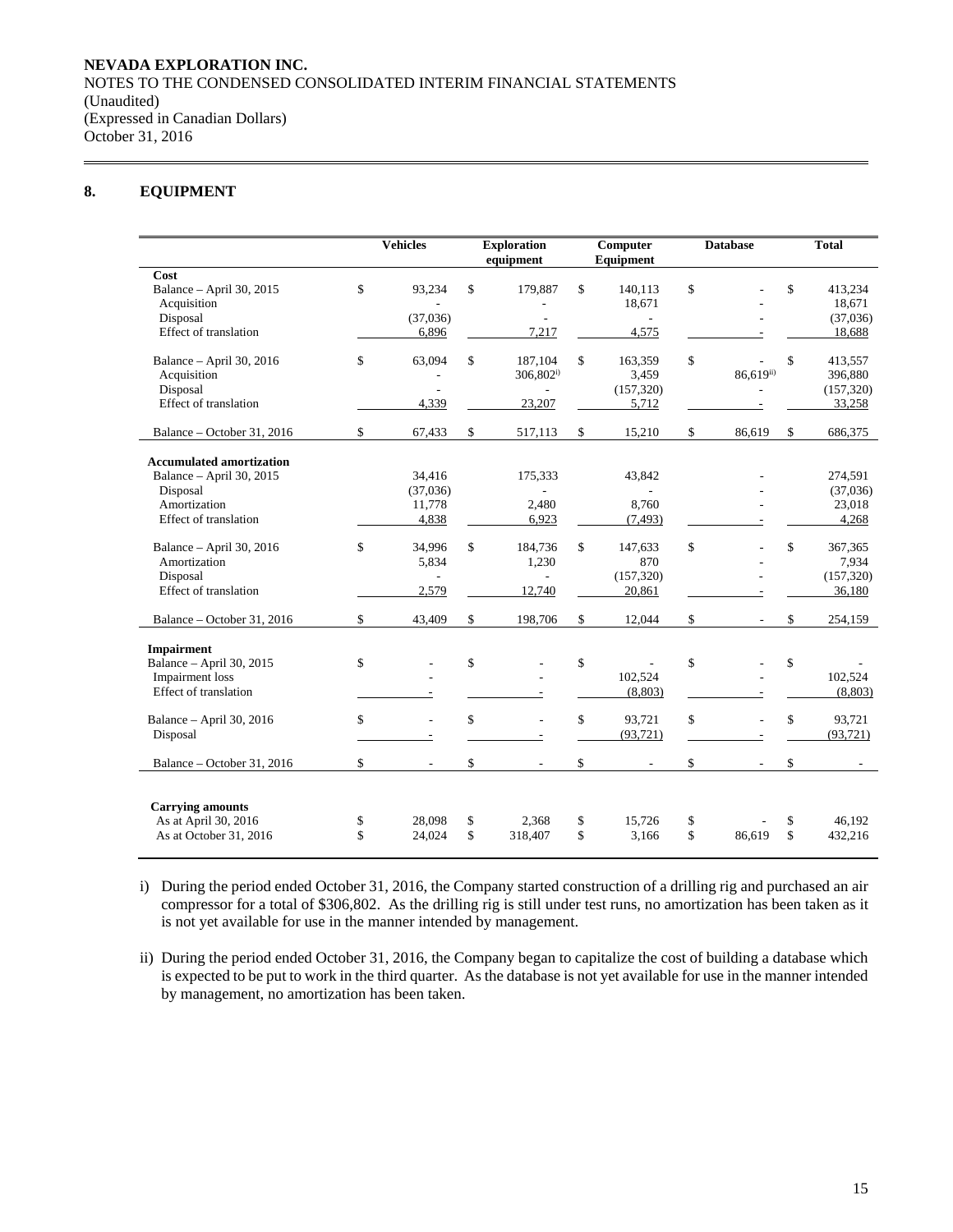**NEVADA EXPLORATION INC.**
NOTES TO THE CONDENSED CONSOLIDATED INTERIM FINANCIAL STATEMENTS
(Unaudited)
(Expressed in Canadian Dollars)
October 31, 2016

## 8. EQUIPMENT

| | Vehicles | Exploration equipment | Computer Equipment | Database | Total |
|---|---|---|---|---|---|
| **Cost** | | | | | |
| Balance – April 30, 2015 | $ 93,234 | $ 179,887 | $ 140,113 | $ - | $ 413,234 |
| Acquisition | - | - | 18,671 | - | 18,671 |
| Disposal | (37,036) | - | - | - | (37,036) |
| Effect of translation | 6,896 | 7,217 | 4,575 | - | 18,688 |
| Balance – April 30, 2016 | $ 63,094 | $ 187,104 | $ 163,359 | $ - | $ 413,557 |
| Acquisition | - | 306,802[i)] | 3,459 | 86,619[ii)] | 396,880 |
| Disposal | - | - | (157,320) | - | (157,320) |
| Effect of translation | 4,339 | 23,207 | 5,712 | - | 33,258 |
| Balance – October 31, 2016 | $ 67,433 | $ 517,113 | $ 15,210 | $ 86,619 | $ 686,375 |
| **Accumulated amortization** | | | | | |
| Balance – April 30, 2015 | 34,416 | 175,333 | 43,842 | - | 274,591 |
| Disposal | (37,036) | - | - | - | (37,036) |
| Amortization | 11,778 | 2,480 | 8,760 | - | 23,018 |
| Effect of translation | 4,838 | 6,923 | (7,493) | - | 4,268 |
| Balance – April 30, 2016 | $ 34,996 | $ 184,736 | $ 147,633 | $ - | $ 367,365 |
| Amortization | 5,834 | 1,230 | 870 | - | 7,934 |
| Disposal | - | - | (157,320) | - | (157,320) |
| Effect of translation | 2,579 | 12,740 | 20,861 | - | 36,180 |
| Balance – October 31, 2016 | $ 43,409 | $ 198,706 | $ 12,044 | $ - | $ 254,159 |
| **Impairment** | | | | | |
| Balance – April 30, 2015 | $ - | $ - | $ - | $ - | $ - |
| Impairment loss | - | - | 102,524 | - | 102,524 |
| Effect of translation | - | - | (8,803) | - | (8,803) |
| Balance – April 30, 2016 | $ - | $ - | $ 93,721 | $ - | $ 93,721 |
| Disposal | - | - | (93,721) | - | (93,721) |
| Balance – October 31, 2016 | $ - | $ - | $ - | $ - | $ - |
| **Carrying amounts** | | | | | |
| As at April 30, 2016 | $ 28,098 | $ 2,368 | $ 15,726 | $ - | $ 46,192 |
| As at October 31, 2016 | $ 24,024 | $ 318,407 | $ 3,166 | $ 86,619 | $ 432,216 |

i) During the period ended October 31, 2016, the Company started construction of a drilling rig and purchased an air compressor for a total of $306,802. As the drilling rig is still under test runs, no amortization has been taken as it is not yet available for use in the manner intended by management.

ii) During the period ended October 31, 2016, the Company began to capitalize the cost of building a database which is expected to be put to work in the third quarter. As the database is not yet available for use in the manner intended by management, no amortization has been taken.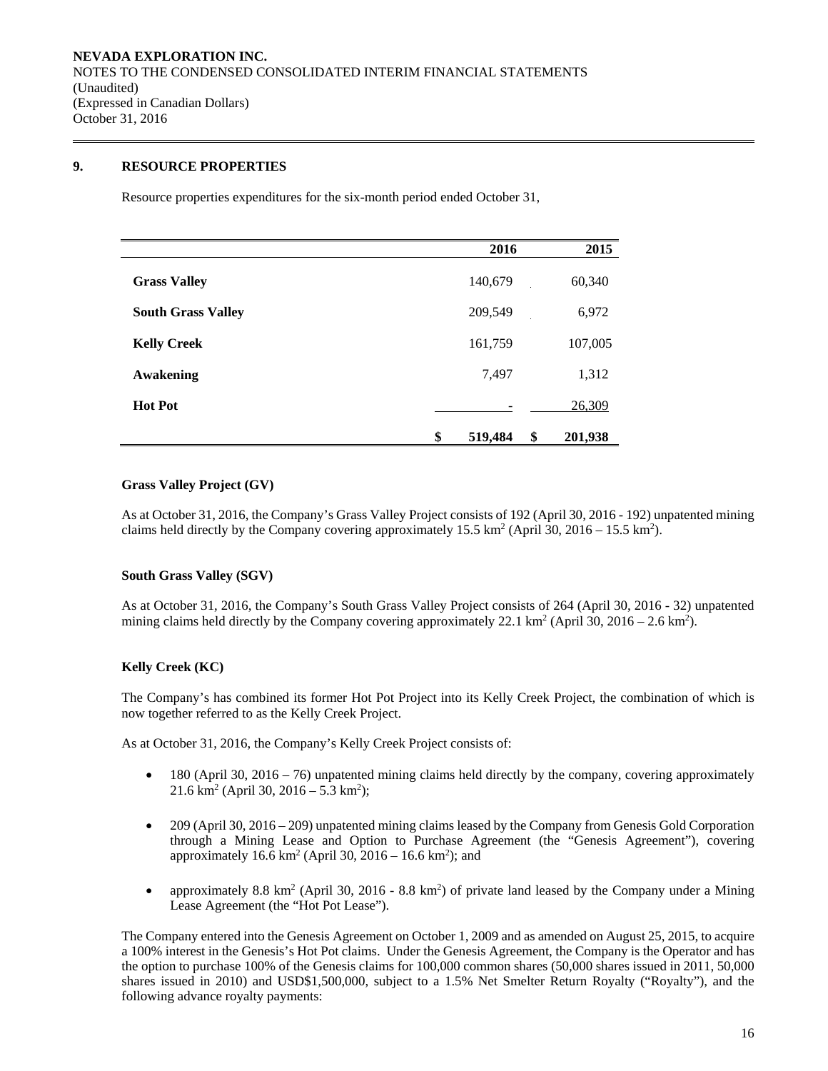## 9. RESOURCE PROPERTIES

Resource properties expenditures for the six-month period ended October 31,

| | 2016 | 2015 |
|---|---|---|
| **Grass Valley** | 140,679 | 60,340 |
| **South Grass Valley** | 209,549 | 6,972 |
| **Kelly Creek** | 161,759 | 107,005 |
| **Awakening** | 7,497 | 1,312 |
| **Hot Pot** | - | 26,309 |
| | **$ 519,484** | **$ 201,938** |

### Grass Valley Project (GV)

As at October 31, 2016, the Company's Grass Valley Project consists of 192 (April 30, 2016 - 192) unpatented mining claims held directly by the Company covering approximately 15.5 km$^2$ (April 30, 2016 – 15.5 km$^2$).

### South Grass Valley (SGV)

As at October 31, 2016, the Company's South Grass Valley Project consists of 264 (April 30, 2016 - 32) unpatented mining claims held directly by the Company covering approximately 22.1 km$^2$ (April 30, 2016 – 2.6 km$^2$).

### Kelly Creek (KC)

The Company's has combined its former Hot Pot Project into its Kelly Creek Project, the combination of which is now together referred to as the Kelly Creek Project.

As at October 31, 2016, the Company's Kelly Creek Project consists of:

- 180 (April 30, 2016 – 76) unpatented mining claims held directly by the company, covering approximately 21.6 km$^2$ (April 30, 2016 – 5.3 km$^2$);
- 209 (April 30, 2016 – 209) unpatented mining claims leased by the Company from Genesis Gold Corporation through a Mining Lease and Option to Purchase Agreement (the "Genesis Agreement"), covering approximately 16.6 km$^2$ (April 30, 2016 – 16.6 km$^2$); and
- approximately 8.8 km$^2$ (April 30, 2016 - 8.8 km$^2$) of private land leased by the Company under a Mining Lease Agreement (the "Hot Pot Lease").

The Company entered into the Genesis Agreement on October 1, 2009 and as amended on August 25, 2015, to acquire a 100% interest in the Genesis's Hot Pot claims. Under the Genesis Agreement, the Company is the Operator and has the option to purchase 100% of the Genesis claims for 100,000 common shares (50,000 shares issued in 2011, 50,000 shares issued in 2010) and USD$1,500,000, subject to a 1.5% Net Smelter Return Royalty ("Royalty"), and the following advance royalty payments: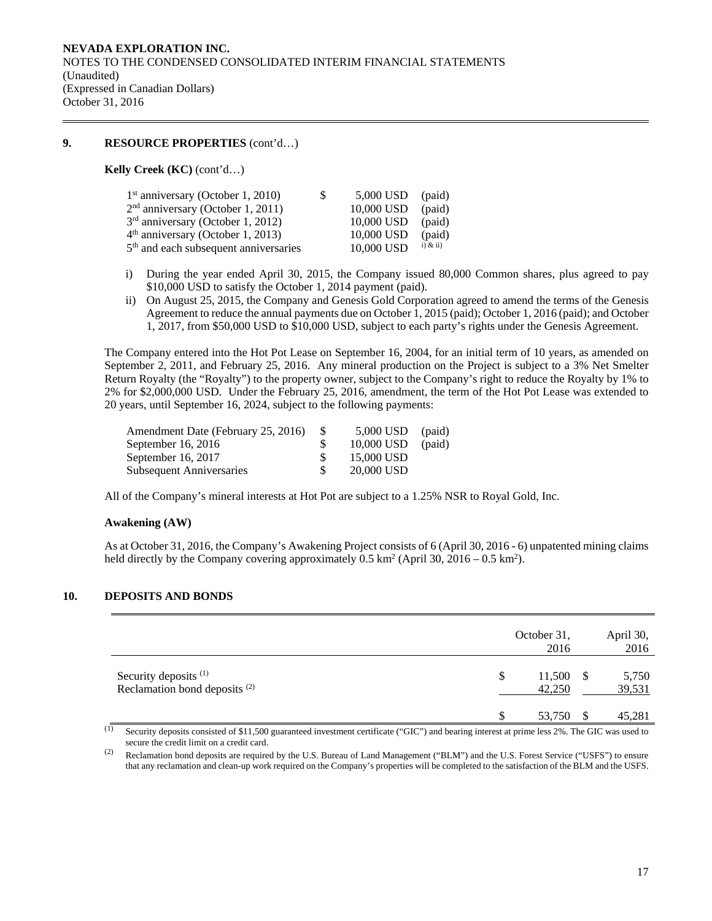## 9. RESOURCE PROPERTIES (cont'd…)

**Kelly Creek (KC)** (cont'd…)

| | | | |
|---|---|---|---|
| 1st anniversary (October 1, 2010) | $ | 5,000 USD | (paid) |
| 2nd anniversary (October 1, 2011) | | 10,000 USD | (paid) |
| 3rd anniversary (October 1, 2012) | | 10,000 USD | (paid) |
| 4th anniversary (October 1, 2013) | | 10,000 USD | (paid) |
| 5th and each subsequent anniversaries | | 10,000 USD | i) & ii) |

i) During the year ended April 30, 2015, the Company issued 80,000 Common shares, plus agreed to pay $10,000 USD to satisfy the October 1, 2014 payment (paid).

ii) On August 25, 2015, the Company and Genesis Gold Corporation agreed to amend the terms of the Genesis Agreement to reduce the annual payments due on October 1, 2015 (paid); October 1, 2016 (paid); and October 1, 2017, from $50,000 USD to $10,000 USD, subject to each party's rights under the Genesis Agreement.

The Company entered into the Hot Pot Lease on September 16, 2004, for an initial term of 10 years, as amended on September 2, 2011, and February 25, 2016. Any mineral production on the Project is subject to a 3% Net Smelter Return Royalty (the "Royalty") to the property owner, subject to the Company's right to reduce the Royalty by 1% to 2% for $2,000,000 USD. Under the February 25, 2016, amendment, the term of the Hot Pot Lease was extended to 20 years, until September 16, 2024, subject to the following payments:

| | | | |
|---|---|---|---|
| Amendment Date (February 25, 2016) | $ | 5,000 USD | (paid) |
| September 16, 2016 | $ | 10,000 USD | (paid) |
| September 16, 2017 | $ | 15,000 USD | |
| Subsequent Anniversaries | $ | 20,000 USD | |

All of the Company's mineral interests at Hot Pot are subject to a 1.25% NSR to Royal Gold, Inc.

**Awakening (AW)**

As at October 31, 2016, the Company's Awakening Project consists of 6 (April 30, 2016 - 6) unpatented mining claims held directly by the Company covering approximately 0.5 km$^2$ (April 30, 2016 – 0.5 km$^2$).

## 10. DEPOSITS AND BONDS

| | | October 31, 2016 | | April 30, 2016 |
|---|---|---|---|---|
| Security deposits (1) | $ | 11,500 | $ | 5,750 |
| Reclamation bond deposits (2) | | 42,250 | | 39,531 |
| | $ | 53,750 | $ | 45,281 |

(1) Security deposits consisted of $11,500 guaranteed investment certificate ("GIC") and bearing interest at prime less 2%. The GIC was used to secure the credit limit on a credit card.

(2) Reclamation bond deposits are required by the U.S. Bureau of Land Management ("BLM") and the U.S. Forest Service ("USFS") to ensure that any reclamation and clean-up work required on the Company's properties will be completed to the satisfaction of the BLM and the USFS.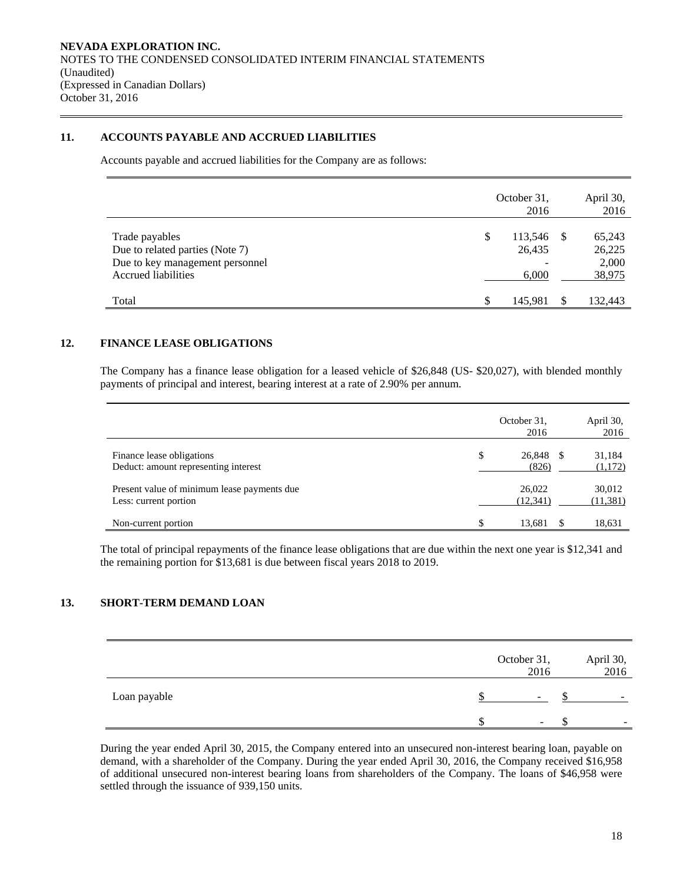## 11. ACCOUNTS PAYABLE AND ACCRUED LIABILITIES

Accounts payable and accrued liabilities for the Company are as follows:

| | October 31, 2016 | April 30, 2016 |
|---|---|---|
| Trade payables | $ 113,546 | $ 65,243 |
| Due to related parties (Note 7) | 26,435 | 26,225 |
| Due to key management personnel | - | 2,000 |
| Accrued liabilities | 6,000 | 38,975 |
| Total | $ 145,981 | $ 132,443 |

## 12. FINANCE LEASE OBLIGATIONS

The Company has a finance lease obligation for a leased vehicle of $26,848 (US- $20,027), with blended monthly payments of principal and interest, bearing interest at a rate of 2.90% per annum.

| | October 31, 2016 | April 30, 2016 |
|---|---|---|
| Finance lease obligations | $ 26,848 | $ 31,184 |
| Deduct: amount representing interest | (826) | (1,172) |
| Present value of minimum lease payments due | 26,022 | 30,012 |
| Less: current portion | (12,341) | (11,381) |
| Non-current portion | $ 13,681 | $ 18,631 |

The total of principal repayments of the finance lease obligations that are due within the next one year is $12,341 and the remaining portion for $13,681 is due between fiscal years 2018 to 2019.

## 13. SHORT-TERM DEMAND LOAN

| | October 31, 2016 | April 30, 2016 |
|---|---|---|
| Loan payable | $ - | $ - |
| | $ - | $ - |

During the year ended April 30, 2015, the Company entered into an unsecured non-interest bearing loan, payable on demand, with a shareholder of the Company. During the year ended April 30, 2016, the Company received $16,958 of additional unsecured non-interest bearing loans from shareholders of the Company. The loans of $46,958 were settled through the issuance of 939,150 units.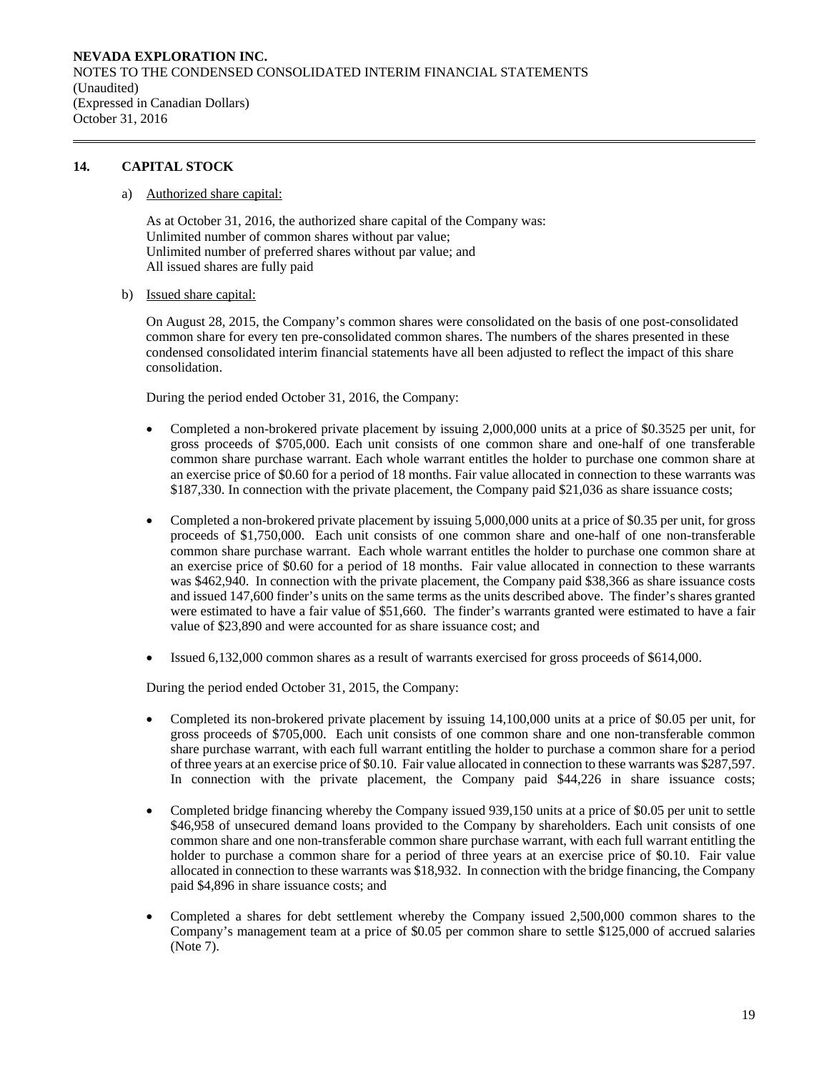## 14. CAPITAL STOCK

a) Authorized share capital:

As at October 31, 2016, the authorized share capital of the Company was:
Unlimited number of common shares without par value;
Unlimited number of preferred shares without par value; and
All issued shares are fully paid

b) Issued share capital:

On August 28, 2015, the Company's common shares were consolidated on the basis of one post-consolidated common share for every ten pre-consolidated common shares. The numbers of the shares presented in these condensed consolidated interim financial statements have all been adjusted to reflect the impact of this share consolidation.

During the period ended October 31, 2016, the Company:

- Completed a non-brokered private placement by issuing 2,000,000 units at a price of $0.3525 per unit, for gross proceeds of $705,000. Each unit consists of one common share and one-half of one transferable common share purchase warrant. Each whole warrant entitles the holder to purchase one common share at an exercise price of $0.60 for a period of 18 months. Fair value allocated in connection to these warrants was $187,330. In connection with the private placement, the Company paid $21,036 as share issuance costs;

- Completed a non-brokered private placement by issuing 5,000,000 units at a price of $0.35 per unit, for gross proceeds of $1,750,000. Each unit consists of one common share and one-half of one non-transferable common share purchase warrant. Each whole warrant entitles the holder to purchase one common share at an exercise price of $0.60 for a period of 18 months. Fair value allocated in connection to these warrants was $462,940. In connection with the private placement, the Company paid $38,366 as share issuance costs and issued 147,600 finder's units on the same terms as the units described above. The finder's shares granted were estimated to have a fair value of $51,660. The finder's warrants granted were estimated to have a fair value of $23,890 and were accounted for as share issuance cost; and

- Issued 6,132,000 common shares as a result of warrants exercised for gross proceeds of $614,000.

During the period ended October 31, 2015, the Company:

- Completed its non-brokered private placement by issuing 14,100,000 units at a price of $0.05 per unit, for gross proceeds of $705,000. Each unit consists of one common share and one non-transferable common share purchase warrant, with each full warrant entitling the holder to purchase a common share for a period of three years at an exercise price of $0.10. Fair value allocated in connection to these warrants was $287,597. In connection with the private placement, the Company paid $44,226 in share issuance costs;

- Completed bridge financing whereby the Company issued 939,150 units at a price of $0.05 per unit to settle $46,958 of unsecured demand loans provided to the Company by shareholders. Each unit consists of one common share and one non-transferable common share purchase warrant, with each full warrant entitling the holder to purchase a common share for a period of three years at an exercise price of $0.10. Fair value allocated in connection to these warrants was $18,932. In connection with the bridge financing, the Company paid $4,896 in share issuance costs; and

- Completed a shares for debt settlement whereby the Company issued 2,500,000 common shares to the Company's management team at a price of $0.05 per common share to settle $125,000 of accrued salaries (Note 7).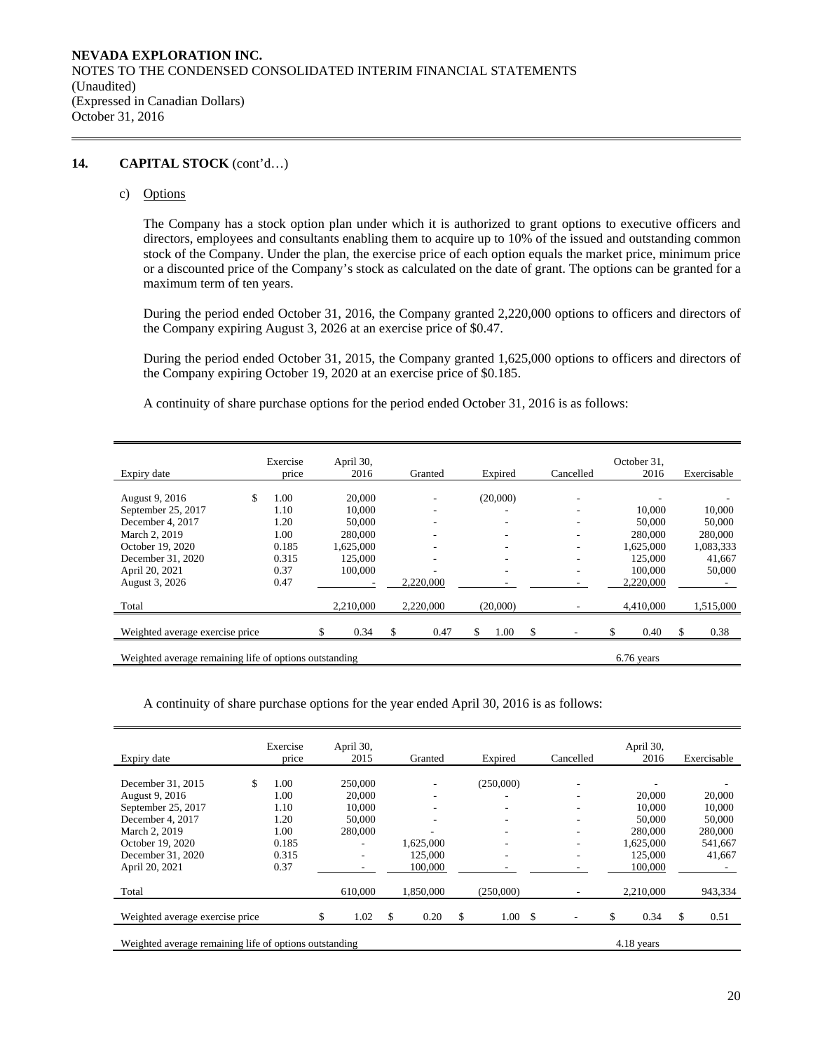**NEVADA EXPLORATION INC.**
NOTES TO THE CONDENSED CONSOLIDATED INTERIM FINANCIAL STATEMENTS
(Unaudited)
(Expressed in Canadian Dollars)
October 31, 2016

## 14. CAPITAL STOCK (cont'd…)

### c) Options

The Company has a stock option plan under which it is authorized to grant options to executive officers and directors, employees and consultants enabling them to acquire up to 10% of the issued and outstanding common stock of the Company. Under the plan, the exercise price of each option equals the market price, minimum price or a discounted price of the Company's stock as calculated on the date of grant. The options can be granted for a maximum term of ten years.

During the period ended October 31, 2016, the Company granted 2,220,000 options to officers and directors of the Company expiring August 3, 2026 at an exercise price of $0.47.

During the period ended October 31, 2015, the Company granted 1,625,000 options to officers and directors of the Company expiring October 19, 2020 at an exercise price of $0.185.

A continuity of share purchase options for the period ended October 31, 2016 is as follows:

| Expiry date | Exercise price | April 30, 2016 | Granted | Expired | Cancelled | October 31, 2016 | Exercisable |
|---|---|---|---|---|---|---|---|
| August 9, 2016 | $ 1.00 | 20,000 | - | (20,000) | - | - | - |
| September 25, 2017 | 1.10 | 10,000 | - | - | - | 10,000 | 10,000 |
| December 4, 2017 | 1.20 | 50,000 | - | - | - | 50,000 | 50,000 |
| March 2, 2019 | 1.00 | 280,000 | - | - | - | 280,000 | 280,000 |
| October 19, 2020 | 0.185 | 1,625,000 | - | - | - | 1,625,000 | 1,083,333 |
| December 31, 2020 | 0.315 | 125,000 | - | - | - | 125,000 | 41,667 |
| April 20, 2021 | 0.37 | 100,000 | - | - | - | 100,000 | 50,000 |
| August 3, 2026 | 0.47 | - | 2,220,000 | - | - | 2,220,000 | - |
| Total | | 2,210,000 | 2,220,000 | (20,000) | - | 4,410,000 | 1,515,000 |
| Weighted average exercise price | | $ 0.34 | $ 0.47 | $ 1.00 | $ - | $ 0.40 | $ 0.38 |
| Weighted average remaining life of options outstanding | | | | | | 6.76 years | |

A continuity of share purchase options for the year ended April 30, 2016 is as follows:

| Expiry date | Exercise price | April 30, 2015 | Granted | Expired | Cancelled | April 30, 2016 | Exercisable |
|---|---|---|---|---|---|---|---|
| December 31, 2015 | $ 1.00 | 250,000 | - | (250,000) | - | - | - |
| August 9, 2016 | 1.00 | 20,000 | - | - | - | 20,000 | 20,000 |
| September 25, 2017 | 1.10 | 10,000 | - | - | - | 10,000 | 10,000 |
| December 4, 2017 | 1.20 | 50,000 | - | - | - | 50,000 | 50,000 |
| March 2, 2019 | 1.00 | 280,000 | - | - | - | 280,000 | 280,000 |
| October 19, 2020 | 0.185 | - | 1,625,000 | - | - | 1,625,000 | 541,667 |
| December 31, 2020 | 0.315 | - | 125,000 | - | - | 125,000 | 41,667 |
| April 20, 2021 | 0.37 | - | 100,000 | - | - | 100,000 | - |
| Total | | 610,000 | 1,850,000 | (250,000) | - | 2,210,000 | 943,334 |
| Weighted average exercise price | | $ 1.02 | $ 0.20 | $ 1.00 | $ - | $ 0.34 | $ 0.51 |
| Weighted average remaining life of options outstanding | | | | | | 4.18 years | |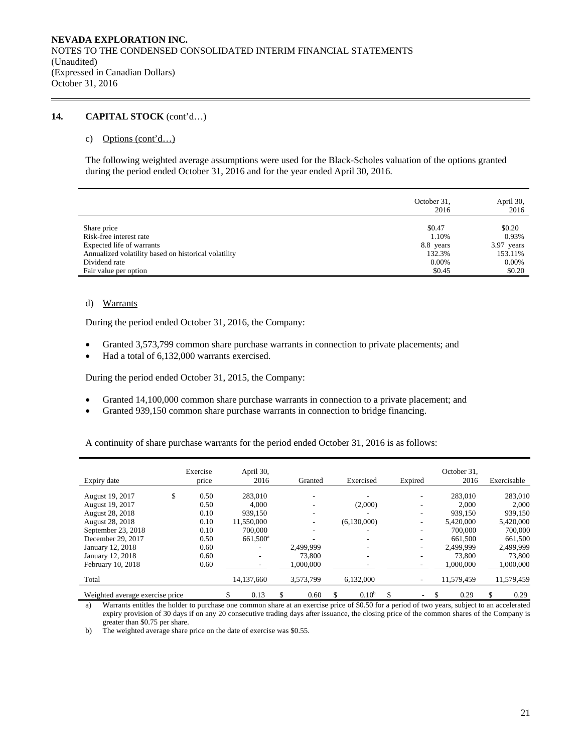**NEVADA EXPLORATION INC.**
NOTES TO THE CONDENSED CONSOLIDATED INTERIM FINANCIAL STATEMENTS
(Unaudited)
(Expressed in Canadian Dollars)
October 31, 2016

## 14. CAPITAL STOCK (cont'd…)

c) Options (cont'd…)

The following weighted average assumptions were used for the Black-Scholes valuation of the options granted during the period ended October 31, 2016 and for the year ended April 30, 2016.

| | October 31, 2016 | April 30, 2016 |
|---|---|---|
| Share price | $0.47 | $0.20 |
| Risk-free interest rate | 1.10% | 0.93% |
| Expected life of warrants | 8.8 years | 3.97 years |
| Annualized volatility based on historical volatility | 132.3% | 153.11% |
| Dividend rate | 0.00% | 0.00% |
| Fair value per option | $0.45 | $0.20 |

d) Warrants

During the period ended October 31, 2016, the Company:

- Granted 3,573,799 common share purchase warrants in connection to private placements; and
- Had a total of 6,132,000 warrants exercised.

During the period ended October 31, 2015, the Company:

- Granted 14,100,000 common share purchase warrants in connection to a private placement; and
- Granted 939,150 common share purchase warrants in connection to bridge financing.

A continuity of share purchase warrants for the period ended October 31, 2016 is as follows:

| Expiry date | Exercise price | April 30, 2016 | Granted | Exercised | Expired | October 31, 2016 | Exercisable |
|---|---|---|---|---|---|---|---|
| August 19, 2017 | $ 0.50 | 283,010 | - | - | - | 283,010 | 283,010 |
| August 19, 2017 | 0.50 | 4,000 | - | (2,000) | - | 2,000 | 2,000 |
| August 28, 2018 | 0.10 | 939,150 | - | - | - | 939,150 | 939,150 |
| August 28, 2018 | 0.10 | 11,550,000 | - | (6,130,000) | - | 5,420,000 | 5,420,000 |
| September 23, 2018 | 0.10 | 700,000 | - | - | - | 700,000 | 700,000 |
| December 29, 2017 | 0.50 | 661,500[a] | - | - | - | 661,500 | 661,500 |
| January 12, 2018 | 0.60 | - | 2,499,999 | - | - | 2,499,999 | 2,499,999 |
| January 12, 2018 | 0.60 | - | 73,800 | - | - | 73,800 | 73,800 |
| February 10, 2018 | 0.60 | - | 1,000,000 | - | - | 1,000,000 | 1,000,000 |
| Total | | 14,137,660 | 3,573,799 | 6,132,000 | - | 11,579,459 | 11,579,459 |
| Weighted average exercise price | | $ 0.13 | $ 0.60 | $ 0.10[b] | $ - | $ 0.29 | $ 0.29 |

a) Warrants entitles the holder to purchase one common share at an exercise price of $0.50 for a period of two years, subject to an accelerated expiry provision of 30 days if on any 20 consecutive trading days after issuance, the closing price of the common shares of the Company is greater than $0.75 per share.

b) The weighted average share price on the date of exercise was $0.55.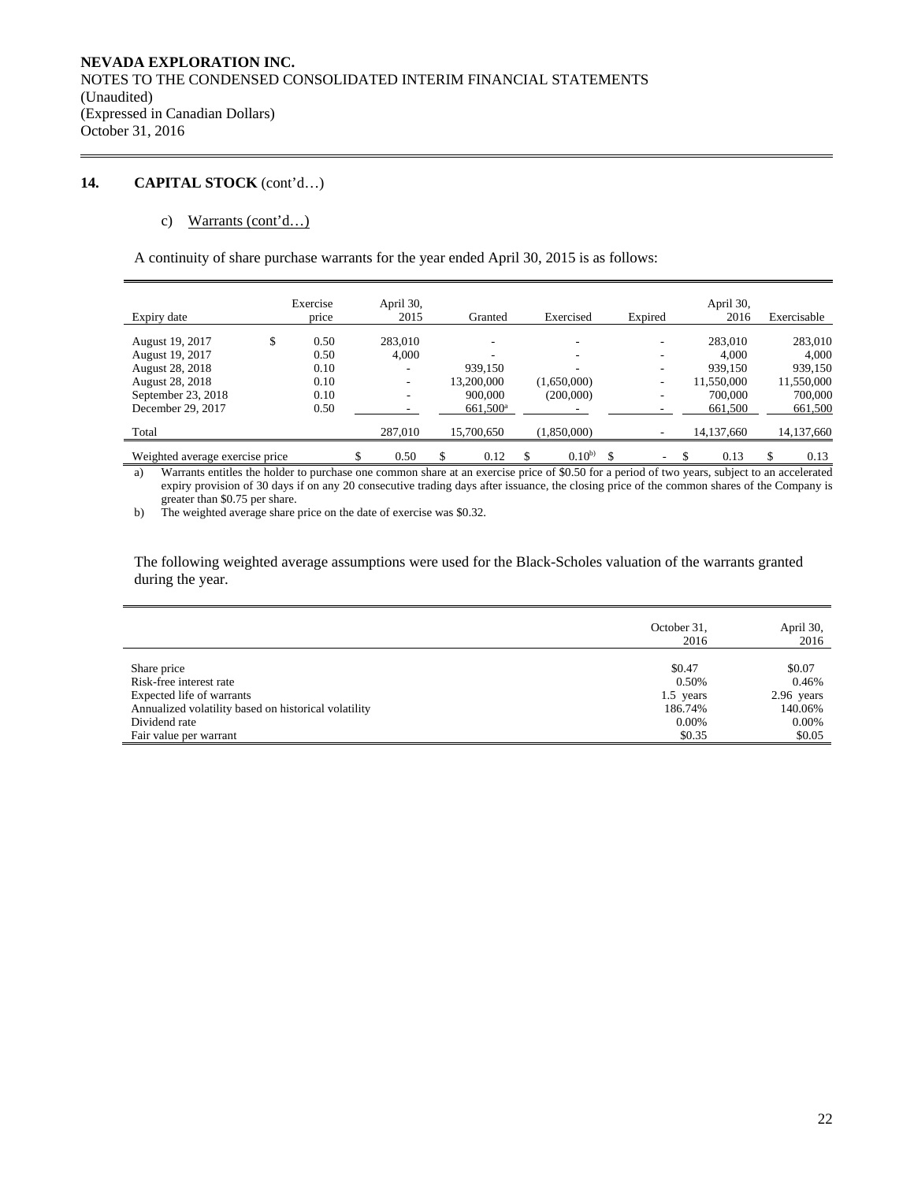**NEVADA EXPLORATION INC.**
NOTES TO THE CONDENSED CONSOLIDATED INTERIM FINANCIAL STATEMENTS
(Unaudited)
(Expressed in Canadian Dollars)
October 31, 2016

## 14. CAPITAL STOCK (cont'd…)

c) Warrants (cont'd…)

A continuity of share purchase warrants for the year ended April 30, 2015 is as follows:

| Expiry date | Exercise price | April 30, 2015 | Granted | Exercised | Expired | April 30, 2016 | Exercisable |
|---|---|---|---|---|---|---|---|
| August 19, 2017 | $ 0.50 | 283,010 | - | - | - | 283,010 | 283,010 |
| August 19, 2017 | 0.50 | 4,000 | - | - | - | 4,000 | 4,000 |
| August 28, 2018 | 0.10 | - | 939,150 | - | - | 939,150 | 939,150 |
| August 28, 2018 | 0.10 | - | 13,200,000 | (1,650,000) | - | 11,550,000 | 11,550,000 |
| September 23, 2018 | 0.10 | - | 900,000 | (200,000) | - | 700,000 | 700,000 |
| December 29, 2017 | 0.50 | - | 661,500[a] | - | - | 661,500 | 661,500 |
| Total | | 287,010 | 15,700,650 | (1,850,000) | - | 14,137,660 | 14,137,660 |
| Weighted average exercise price | | $ 0.50 | $ 0.12 | $ 0.10[b] | $ - | $ 0.13 | $ 0.13 |

a) Warrants entitles the holder to purchase one common share at an exercise price of $0.50 for a period of two years, subject to an accelerated expiry provision of 30 days if on any 20 consecutive trading days after issuance, the closing price of the common shares of the Company is greater than $0.75 per share.

b) The weighted average share price on the date of exercise was $0.32.

The following weighted average assumptions were used for the Black-Scholes valuation of the warrants granted during the year.

| | October 31, 2016 | April 30, 2016 |
|---|---|---|
| Share price | $0.47 | $0.07 |
| Risk-free interest rate | 0.50% | 0.46% |
| Expected life of warrants | 1.5 years | 2.96 years |
| Annualized volatility based on historical volatility | 186.74% | 140.06% |
| Dividend rate | 0.00% | 0.00% |
| Fair value per warrant | $0.35 | $0.05 |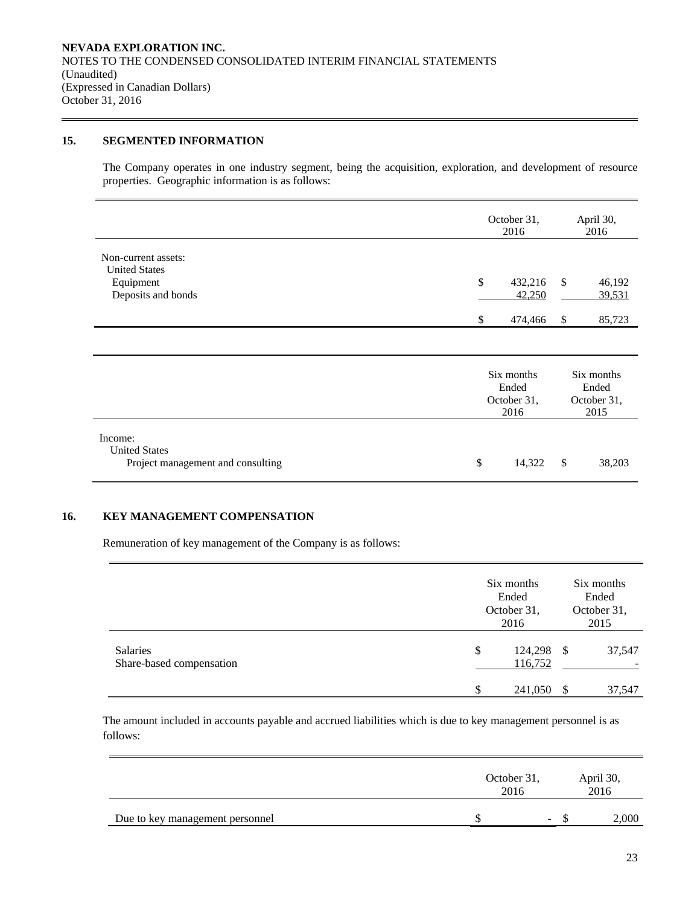**NEVADA EXPLORATION INC.**
NOTES TO THE CONDENSED CONSOLIDATED INTERIM FINANCIAL STATEMENTS
(Unaudited)
(Expressed in Canadian Dollars)
October 31, 2016

## 15. SEGMENTED INFORMATION

The Company operates in one industry segment, being the acquisition, exploration, and development of resource properties. Geographic information is as follows:

| | October 31, 2016 | April 30, 2016 |
|---|---|---|
| Non-current assets: | | |
| United States | | |
| Equipment | $ 432,216 | $ 46,192 |
| Deposits and bonds | 42,250 | 39,531 |
| | $ 474,466 | $ 85,723 |

| | Six months Ended October 31, 2016 | Six months Ended October 31, 2015 |
|---|---|---|
| Income: | | |
| United States | | |
| Project management and consulting | $ 14,322 | $ 38,203 |

## 16. KEY MANAGEMENT COMPENSATION

Remuneration of key management of the Company is as follows:

| | Six months Ended October 31, 2016 | Six months Ended October 31, 2015 |
|---|---|---|
| Salaries | $ 124,298 | $ 37,547 |
| Share-based compensation | 116,752 | - |
| | $ 241,050 | $ 37,547 |

The amount included in accounts payable and accrued liabilities which is due to key management personnel is as follows:

| | October 31, 2016 | April 30, 2016 |
|---|---|---|
| Due to key management personnel | $ - | $ 2,000 |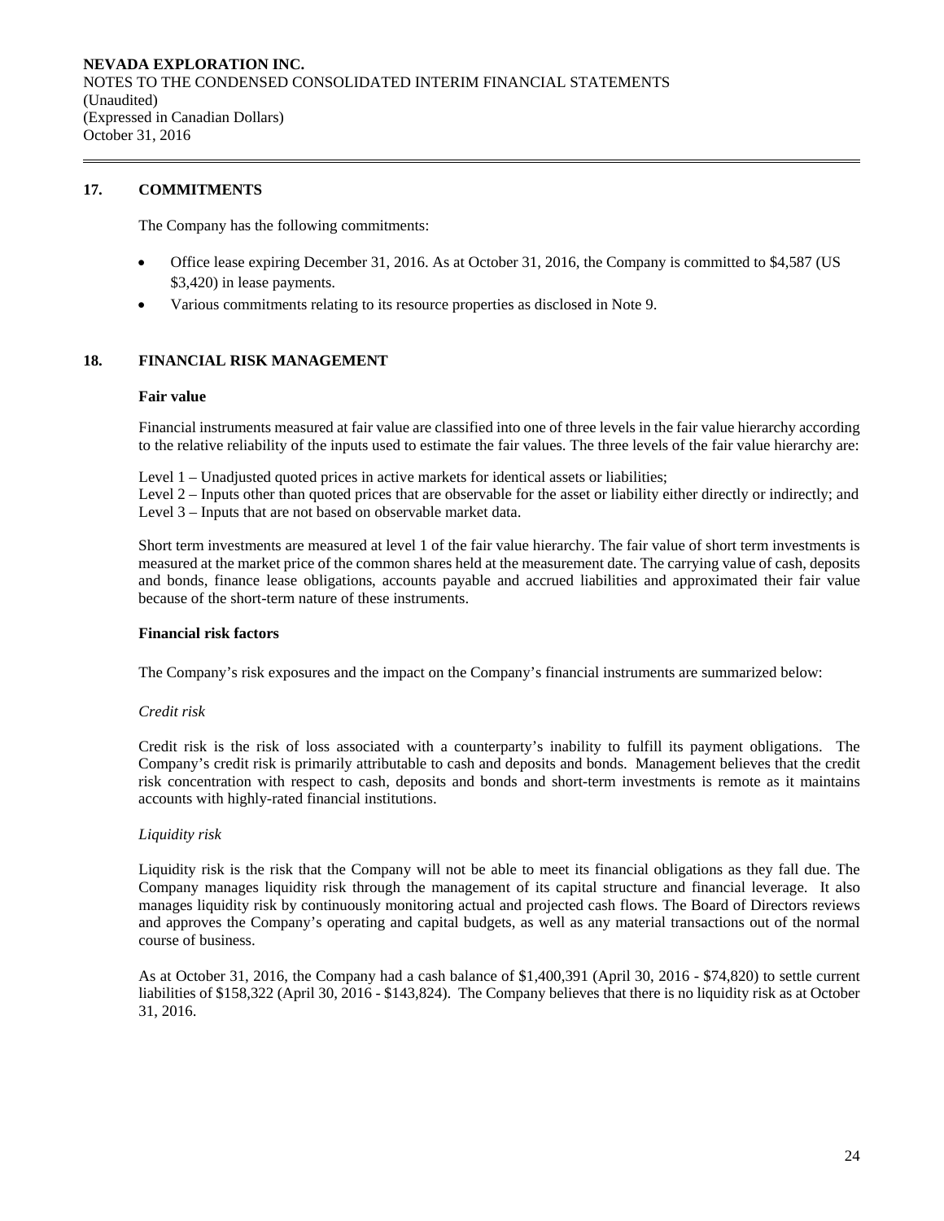## 17. COMMITMENTS

The Company has the following commitments:

- Office lease expiring December 31, 2016. As at October 31, 2016, the Company is committed to $4,587 (US $3,420) in lease payments.
- Various commitments relating to its resource properties as disclosed in Note 9.

## 18. FINANCIAL RISK MANAGEMENT

**Fair value**

Financial instruments measured at fair value are classified into one of three levels in the fair value hierarchy according to the relative reliability of the inputs used to estimate the fair values. The three levels of the fair value hierarchy are:

Level 1 – Unadjusted quoted prices in active markets for identical assets or liabilities;
Level 2 – Inputs other than quoted prices that are observable for the asset or liability either directly or indirectly; and
Level 3 – Inputs that are not based on observable market data.

Short term investments are measured at level 1 of the fair value hierarchy. The fair value of short term investments is measured at the market price of the common shares held at the measurement date. The carrying value of cash, deposits and bonds, finance lease obligations, accounts payable and accrued liabilities and approximated their fair value because of the short-term nature of these instruments.

**Financial risk factors**

The Company's risk exposures and the impact on the Company's financial instruments are summarized below:

*Credit risk*

Credit risk is the risk of loss associated with a counterparty's inability to fulfill its payment obligations. The Company's credit risk is primarily attributable to cash and deposits and bonds. Management believes that the credit risk concentration with respect to cash, deposits and bonds and short-term investments is remote as it maintains accounts with highly-rated financial institutions.

*Liquidity risk*

Liquidity risk is the risk that the Company will not be able to meet its financial obligations as they fall due. The Company manages liquidity risk through the management of its capital structure and financial leverage. It also manages liquidity risk by continuously monitoring actual and projected cash flows. The Board of Directors reviews and approves the Company's operating and capital budgets, as well as any material transactions out of the normal course of business.

As at October 31, 2016, the Company had a cash balance of $1,400,391 (April 30, 2016 - $74,820) to settle current liabilities of $158,322 (April 30, 2016 - $143,824). The Company believes that there is no liquidity risk as at October 31, 2016.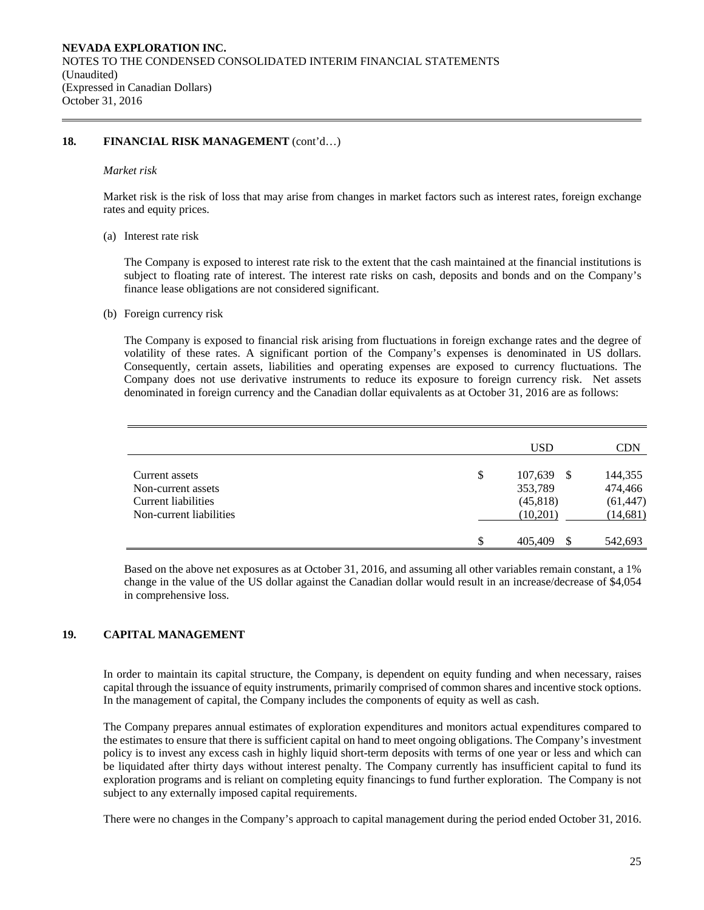**18. FINANCIAL RISK MANAGEMENT** (cont'd…)

*Market risk*

Market risk is the risk of loss that may arise from changes in market factors such as interest rates, foreign exchange rates and equity prices.

(a) Interest rate risk

The Company is exposed to interest rate risk to the extent that the cash maintained at the financial institutions is subject to floating rate of interest. The interest rate risks on cash, deposits and bonds and on the Company's finance lease obligations are not considered significant.

(b) Foreign currency risk

The Company is exposed to financial risk arising from fluctuations in foreign exchange rates and the degree of volatility of these rates. A significant portion of the Company's expenses is denominated in US dollars. Consequently, certain assets, liabilities and operating expenses are exposed to currency fluctuations. The Company does not use derivative instruments to reduce its exposure to foreign currency risk. Net assets denominated in foreign currency and the Canadian dollar equivalents as at October 31, 2016 are as follows:

| | USD | CDN |
|---|---|---|
| Current assets | $ 107,639 | $ 144,355 |
| Non-current assets | 353,789 | 474,466 |
| Current liabilities | (45,818) | (61,447) |
| Non-current liabilities | (10,201) | (14,681) |
| | $ 405,409 | $ 542,693 |

Based on the above net exposures as at October 31, 2016, and assuming all other variables remain constant, a 1% change in the value of the US dollar against the Canadian dollar would result in an increase/decrease of $4,054 in comprehensive loss.

**19. CAPITAL MANAGEMENT**

In order to maintain its capital structure, the Company, is dependent on equity funding and when necessary, raises capital through the issuance of equity instruments, primarily comprised of common shares and incentive stock options. In the management of capital, the Company includes the components of equity as well as cash.

The Company prepares annual estimates of exploration expenditures and monitors actual expenditures compared to the estimates to ensure that there is sufficient capital on hand to meet ongoing obligations. The Company's investment policy is to invest any excess cash in highly liquid short-term deposits with terms of one year or less and which can be liquidated after thirty days without interest penalty. The Company currently has insufficient capital to fund its exploration programs and is reliant on completing equity financings to fund further exploration. The Company is not subject to any externally imposed capital requirements.

There were no changes in the Company's approach to capital management during the period ended October 31, 2016.